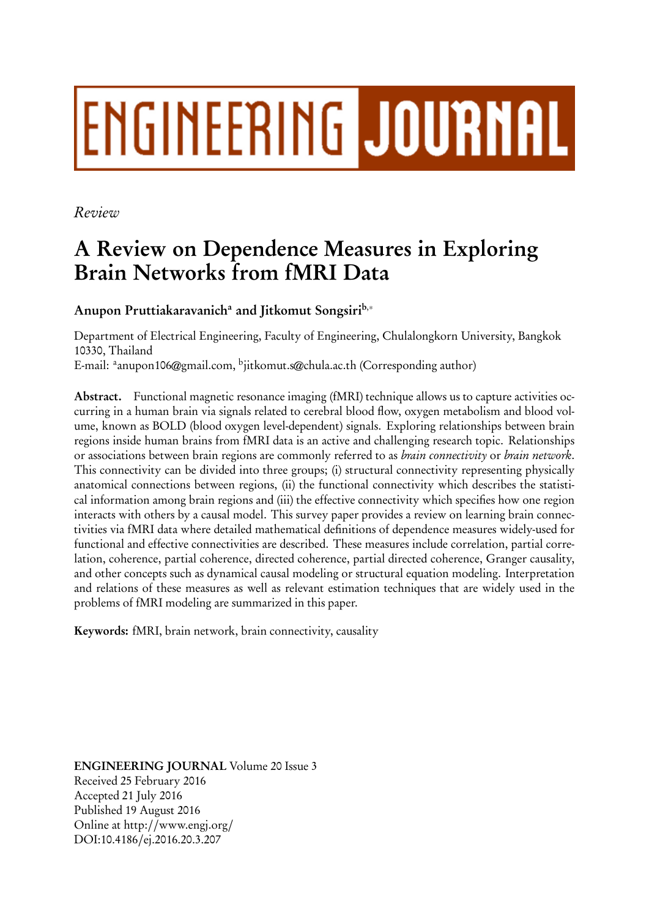# ENGINEERING JOURNAL

*Review*

# A Review on Dependence Measures in Exploring Brain Networks from fMRI Data

**Anupon Pruttiakaravanich[a] and Jitkomut Songsiri[b,*]**

Department of Electrical Engineering, Faculty of Engineering, Chulalongkorn University, Bangkok 10330, Thailand
E-mail: [a]anupon106@gmail.com, [b]jitkomut.s@chula.ac.th (Corresponding author)

**Abstract.** Functional magnetic resonance imaging (fMRI) technique allows us to capture activities occurring in a human brain via signals related to cerebral blood flow, oxygen metabolism and blood volume, known as BOLD (blood oxygen level-dependent) signals. Exploring relationships between brain regions inside human brains from fMRI data is an active and challenging research topic. Relationships or associations between brain regions are commonly referred to as *brain connectivity* or *brain network*. This connectivity can be divided into three groups; (i) structural connectivity representing physically anatomical connections between regions, (ii) the functional connectivity which describes the statistical information among brain regions and (iii) the effective connectivity which specifies how one region interacts with others by a causal model. This survey paper provides a review on learning brain connectivities via fMRI data where detailed mathematical definitions of dependence measures widely-used for functional and effective connectivities are described. These measures include correlation, partial correlation, coherence, partial coherence, directed coherence, partial directed coherence, Granger causality, and other concepts such as dynamical causal modeling or structural equation modeling. Interpretation and relations of these measures as well as relevant estimation techniques that are widely used in the problems of fMRI modeling are summarized in this paper.

**Keywords:** fMRI, brain network, brain connectivity, causality

**ENGINEERING JOURNAL** Volume 20 Issue 3
Received 25 February 2016
Accepted 21 July 2016
Published 19 August 2016
Online at http://www.engj.org/
DOI:10.4186/ej.2016.20.3.207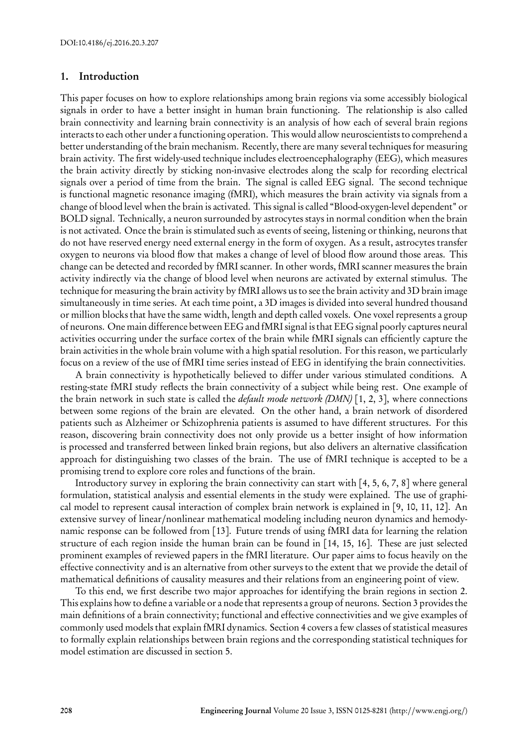## 1. Introduction

This paper focuses on how to explore relationships among brain regions via some accessibly biological signals in order to have a better insight in human brain functioning. The relationship is also called brain connectivity and learning brain connectivity is an analysis of how each of several brain regions interacts to each other under a functioning operation. This would allow neuroscientists to comprehend a better understanding of the brain mechanism. Recently, there are many several techniques for measuring brain activity. The first widely-used technique includes electroencephalography (EEG), which measures the brain activity directly by sticking non-invasive electrodes along the scalp for recording electrical signals over a period of time from the brain. The signal is called EEG signal. The second technique is functional magnetic resonance imaging (fMRI), which measures the brain activity via signals from a change of blood level when the brain is activated. This signal is called "Blood-oxygen-level dependent" or BOLD signal. Technically, a neuron surrounded by astrocytes stays in normal condition when the brain is not activated. Once the brain is stimulated such as events of seeing, listening or thinking, neurons that do not have reserved energy need external energy in the form of oxygen. As a result, astrocytes transfer oxygen to neurons via blood flow that makes a change of level of blood flow around those areas. This change can be detected and recorded by fMRI scanner. In other words, fMRI scanner measures the brain activity indirectly via the change of blood level when neurons are activated by external stimulus. The technique for measuring the brain activity by fMRI allows us to see the brain activity and 3D brain image simultaneously in time series. At each time point, a 3D images is divided into several hundred thousand or million blocks that have the same width, length and depth called voxels. One voxel represents a group of neurons. One main difference between EEG and fMRI signal is that EEG signal poorly captures neural activities occurring under the surface cortex of the brain while fMRI signals can efficiently capture the brain activities in the whole brain volume with a high spatial resolution. For this reason, we particularly focus on a review of the use of fMRI time series instead of EEG in identifying the brain connectivities.

A brain connectivity is hypothetically believed to differ under various stimulated conditions. A resting-state fMRI study reflects the brain connectivity of a subject while being rest. One example of the brain network in such state is called the *default mode network (DMN)* [1, 2, 3], where connections between some regions of the brain are elevated. On the other hand, a brain network of disordered patients such as Alzheimer or Schizophrenia patients is assumed to have different structures. For this reason, discovering brain connectivity does not only provide us a better insight of how information is processed and transferred between linked brain regions, but also delivers an alternative classification approach for distinguishing two classes of the brain. The use of fMRI technique is accepted to be a promising trend to explore core roles and functions of the brain.

Introductory survey in exploring the brain connectivity can start with [4, 5, 6, 7, 8] where general formulation, statistical analysis and essential elements in the study were explained. The use of graphical model to represent causal interaction of complex brain network is explained in [9, 10, 11, 12]. An extensive survey of linear/nonlinear mathematical modeling including neuron dynamics and hemodynamic response can be followed from [13]. Future trends of using fMRI data for learning the relation structure of each region inside the human brain can be found in [14, 15, 16]. These are just selected prominent examples of reviewed papers in the fMRI literature. Our paper aims to focus heavily on the effective connectivity and is an alternative from other surveys to the extent that we provide the detail of mathematical definitions of causality measures and their relations from an engineering point of view.

To this end, we first describe two major approaches for identifying the brain regions in section 2. This explains how to define a variable or a node that represents a group of neurons. Section 3 provides the main definitions of a brain connectivity; functional and effective connectivities and we give examples of commonly used models that explain fMRI dynamics. Section 4 covers a few classes of statistical measures to formally explain relationships between brain regions and the corresponding statistical techniques for model estimation are discussed in section 5.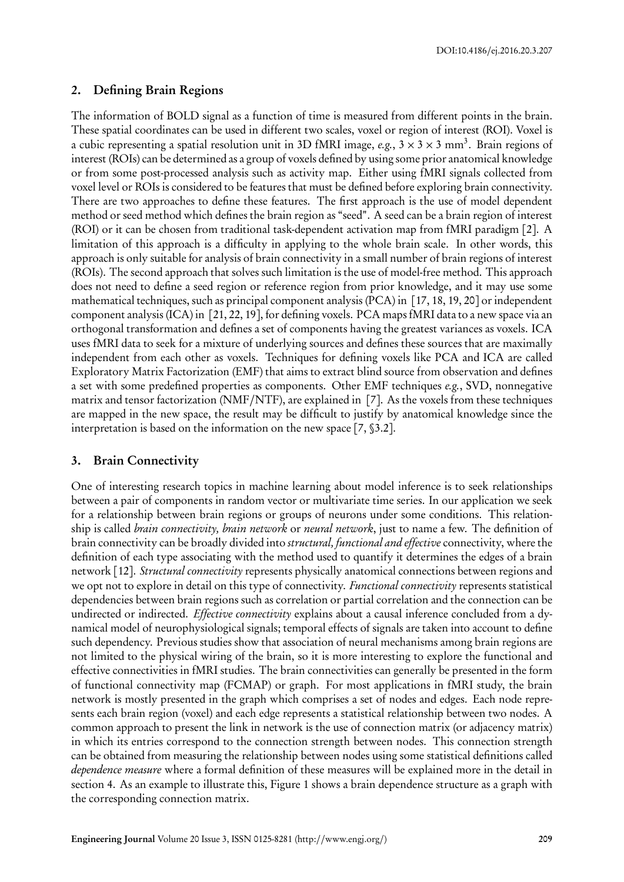## 2. Defining Brain Regions

The information of BOLD signal as a function of time is measured from different points in the brain. These spatial coordinates can be used in different two scales, voxel or region of interest (ROI). Voxel is a cubic representing a spatial resolution unit in 3D fMRI image, *e.g.*, $3 \times 3 \times 3$ mm$^3$. Brain regions of interest (ROIs) can be determined as a group of voxels defined by using some prior anatomical knowledge or from some post-processed analysis such as activity map. Either using fMRI signals collected from voxel level or ROIs is considered to be features that must be defined before exploring brain connectivity. There are two approaches to define these features. The first approach is the use of model dependent method or seed method which defines the brain region as "seed". A seed can be a brain region of interest (ROI) or it can be chosen from traditional task-dependent activation map from fMRI paradigm [2]. A limitation of this approach is a difficulty in applying to the whole brain scale. In other words, this approach is only suitable for analysis of brain connectivity in a small number of brain regions of interest (ROIs). The second approach that solves such limitation is the use of model-free method. This approach does not need to define a seed region or reference region from prior knowledge, and it may use some mathematical techniques, such as principal component analysis (PCA) in [17, 18, 19, 20] or independent component analysis (ICA) in [21, 22, 19], for defining voxels. PCA maps fMRI data to a new space via an orthogonal transformation and defines a set of components having the greatest variances as voxels. ICA uses fMRI data to seek for a mixture of underlying sources and defines these sources that are maximally independent from each other as voxels. Techniques for defining voxels like PCA and ICA are called Exploratory Matrix Factorization (EMF) that aims to extract blind source from observation and defines a set with some predefined properties as components. Other EMF techniques *e.g.*, SVD, nonnegative matrix and tensor factorization (NMF/NTF), are explained in [7]. As the voxels from these techniques are mapped in the new space, the result may be difficult to justify by anatomical knowledge since the interpretation is based on the information on the new space [7, §3.2].

## 3. Brain Connectivity

One of interesting research topics in machine learning about model inference is to seek relationships between a pair of components in random vector or multivariate time series. In our application we seek for a relationship between brain regions or groups of neurons under some conditions. This relationship is called *brain connectivity, brain network* or *neural network*, just to name a few. The definition of brain connectivity can be broadly divided into *structural, functional and effective* connectivity, where the definition of each type associating with the method used to quantify it determines the edges of a brain network [12]. *Structural connectivity* represents physically anatomical connections between regions and we opt not to explore in detail on this type of connectivity. *Functional connectivity* represents statistical dependencies between brain regions such as correlation or partial correlation and the connection can be undirected or indirected. *Effective connectivity* explains about a causal inference concluded from a dynamical model of neurophysiological signals; temporal effects of signals are taken into account to define such dependency. Previous studies show that association of neural mechanisms among brain regions are not limited to the physical wiring of the brain, so it is more interesting to explore the functional and effective connectivities in fMRI studies. The brain connectivities can generally be presented in the form of functional connectivity map (FCMAP) or graph. For most applications in fMRI study, the brain network is mostly presented in the graph which comprises a set of nodes and edges. Each node represents each brain region (voxel) and each edge represents a statistical relationship between two nodes. A common approach to present the link in network is the use of connection matrix (or adjacency matrix) in which its entries correspond to the connection strength between nodes. This connection strength can be obtained from measuring the relationship between nodes using some statistical definitions called *dependence measure* where a formal definition of these measures will be explained more in the detail in section 4. As an example to illustrate this, Figure 1 shows a brain dependence structure as a graph with the corresponding connection matrix.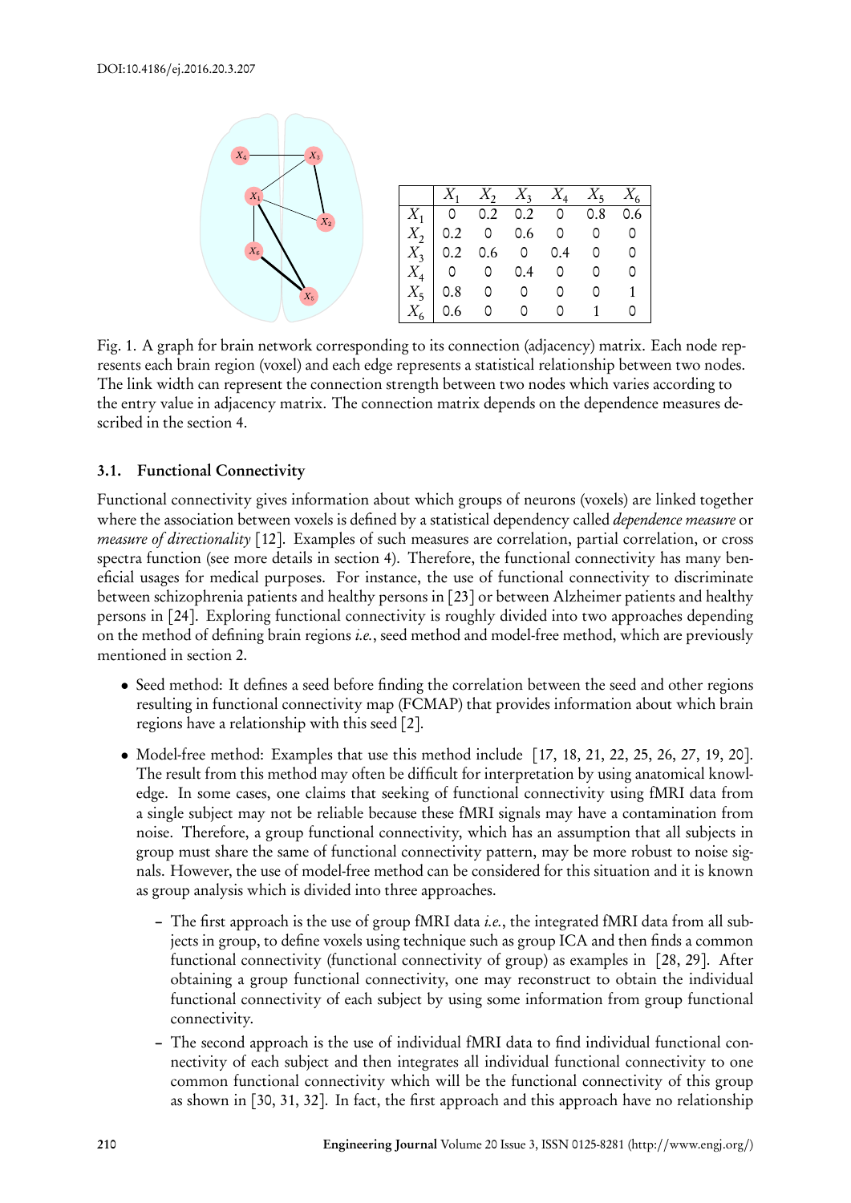|  | $X_1$ | $X_2$ | $X_3$ | $X_4$ | $X_5$ | $X_6$ |
|---|---|---|---|---|---|---|
| $X_1$ | 0 | 0.2 | 0.2 | 0 | 0.8 | 0.6 |
| $X_2$ | 0.2 | 0 | 0.6 | 0 | 0 | 0 |
| $X_3$ | 0.2 | 0.6 | 0 | 0.4 | 0 | 0 |
| $X_4$ | 0 | 0 | 0.4 | 0 | 0 | 0 |
| $X_5$ | 0.8 | 0 | 0 | 0 | 0 | 1 |
| $X_6$ | 0.6 | 0 | 0 | 0 | 1 | 0 |

Fig. 1. A graph for brain network corresponding to its connection (adjacency) matrix. Each node represents each brain region (voxel) and each edge represents a statistical relationship between two nodes. The link width can represent the connection strength between two nodes which varies according to the entry value in adjacency matrix. The connection matrix depends on the dependence measures described in the section 4.

### 3.1. Functional Connectivity

Functional connectivity gives information about which groups of neurons (voxels) are linked together where the association between voxels is defined by a statistical dependency called *dependence measure* or *measure of directionality* [12]. Examples of such measures are correlation, partial correlation, or cross spectra function (see more details in section 4). Therefore, the functional connectivity has many beneficial usages for medical purposes. For instance, the use of functional connectivity to discriminate between schizophrenia patients and healthy persons in [23] or between Alzheimer patients and healthy persons in [24]. Exploring functional connectivity is roughly divided into two approaches depending on the method of defining brain regions *i.e.*, seed method and model-free method, which are previously mentioned in section 2.

- Seed method: It defines a seed before finding the correlation between the seed and other regions resulting in functional connectivity map (FCMAP) that provides information about which brain regions have a relationship with this seed [2].
- Model-free method: Examples that use this method include [17, 18, 21, 22, 25, 26, 27, 19, 20]. The result from this method may often be difficult for interpretation by using anatomical knowledge. In some cases, one claims that seeking of functional connectivity using fMRI data from a single subject may not be reliable because these fMRI signals may have a contamination from noise. Therefore, a group functional connectivity, which has an assumption that all subjects in group must share the same of functional connectivity pattern, may be more robust to noise signals. However, the use of model-free method can be considered for this situation and it is known as group analysis which is divided into three approaches.
  - The first approach is the use of group fMRI data *i.e.*, the integrated fMRI data from all subjects in group, to define voxels using technique such as group ICA and then finds a common functional connectivity (functional connectivity of group) as examples in [28, 29]. After obtaining a group functional connectivity, one may reconstruct to obtain the individual functional connectivity of each subject by using some information from group functional connectivity.
  - The second approach is the use of individual fMRI data to find individual functional connectivity of each subject and then integrates all individual functional connectivity to one common functional connectivity which will be the functional connectivity of this group as shown in [30, 31, 32]. In fact, the first approach and this approach have no relationship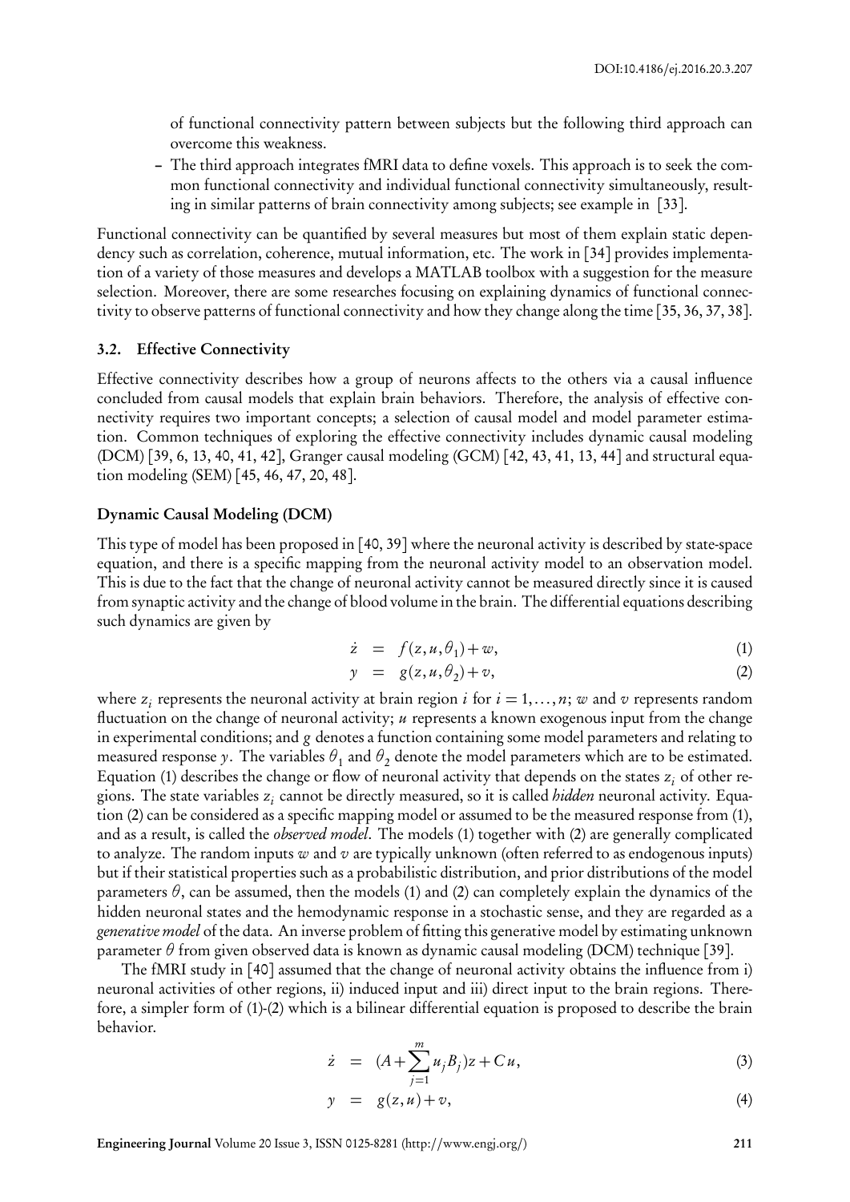of functional connectivity pattern between subjects but the following third approach can overcome this weakness.

- The third approach integrates fMRI data to define voxels. This approach is to seek the common functional connectivity and individual functional connectivity simultaneously, resulting in similar patterns of brain connectivity among subjects; see example in [33].

Functional connectivity can be quantified by several measures but most of them explain static dependency such as correlation, coherence, mutual information, etc. The work in [34] provides implementation of a variety of those measures and develops a MATLAB toolbox with a suggestion for the measure selection. Moreover, there are some researches focusing on explaining dynamics of functional connectivity to observe patterns of functional connectivity and how they change along the time [35, 36, 37, 38].

### 3.2. Effective Connectivity

Effective connectivity describes how a group of neurons affects to the others via a causal influence concluded from causal models that explain brain behaviors. Therefore, the analysis of effective connectivity requires two important concepts; a selection of causal model and model parameter estimation. Common techniques of exploring the effective connectivity includes dynamic causal modeling (DCM) [39, 6, 13, 40, 41, 42], Granger causal modeling (GCM) [42, 43, 41, 13, 44] and structural equation modeling (SEM) [45, 46, 47, 20, 48].

#### Dynamic Causal Modeling (DCM)

This type of model has been proposed in [40, 39] where the neuronal activity is described by state-space equation, and there is a specific mapping from the neuronal activity model to an observation model. This is due to the fact that the change of neuronal activity cannot be measured directly since it is caused from synaptic activity and the change of blood volume in the brain. The differential equations describing such dynamics are given by

$$\dot{z} = f(z, u, \theta_1) + w, \tag{1}$$

$$y = g(z, u, \theta_2) + v, \tag{2}$$

where $z_i$ represents the neuronal activity at brain region $i$ for $i = 1, \ldots, n$; $w$ and $v$ represents random fluctuation on the change of neuronal activity; $u$ represents a known exogenous input from the change in experimental conditions; and $g$ denotes a function containing some model parameters and relating to measured response $y$. The variables $\theta_1$ and $\theta_2$ denote the model parameters which are to be estimated. Equation (1) describes the change or flow of neuronal activity that depends on the states $z_i$ of other regions. The state variables $z_i$ cannot be directly measured, so it is called *hidden* neuronal activity. Equation (2) can be considered as a specific mapping model or assumed to be the measured response from (1), and as a result, is called the *observed model*. The models (1) together with (2) are generally complicated to analyze. The random inputs $w$ and $v$ are typically unknown (often referred to as endogenous inputs) but if their statistical properties such as a probabilistic distribution, and prior distributions of the model parameters $\theta$, can be assumed, then the models (1) and (2) can completely explain the dynamics of the hidden neuronal states and the hemodynamic response in a stochastic sense, and they are regarded as a *generative model* of the data. An inverse problem of fitting this generative model by estimating unknown parameter $\theta$ from given observed data is known as dynamic causal modeling (DCM) technique [39].

The fMRI study in [40] assumed that the change of neuronal activity obtains the influence from i) neuronal activities of other regions, ii) induced input and iii) direct input to the brain regions. Therefore, a simpler form of (1)-(2) which is a bilinear differential equation is proposed to describe the brain behavior.

$$\dot{z} = (A + \sum_{j=1}^{m} u_j B_j)z + Cu, \tag{3}$$

$$y = g(z, u) + v, \tag{4}$$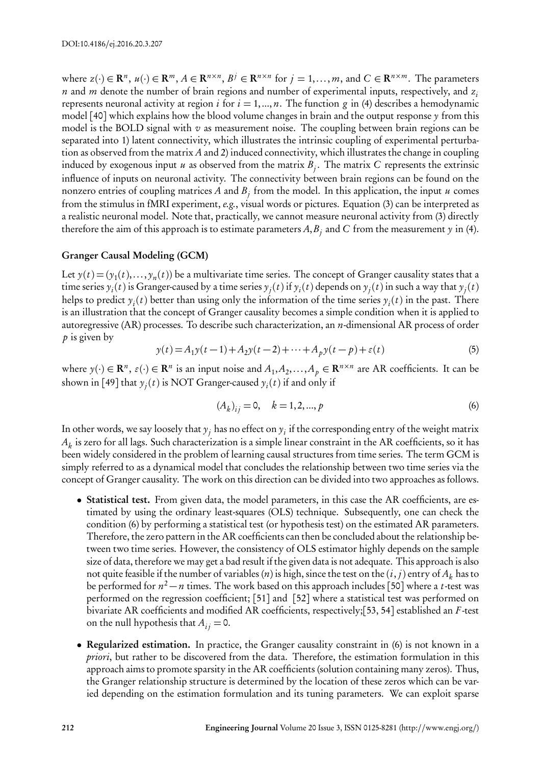where $z(\cdot) \in \mathbf{R}^n$, $u(\cdot) \in \mathbf{R}^m$, $A \in \mathbf{R}^{n \times n}$, $B^j \in \mathbf{R}^{n \times n}$ for $j = 1, \ldots, m$, and $C \in \mathbf{R}^{n \times m}$. The parameters $n$ and $m$ denote the number of brain regions and number of experimental inputs, respectively, and $z_i$ represents neuronal activity at region $i$ for $i = 1, ..., n$. The function $g$ in (4) describes a hemodynamic model [40] which explains how the blood volume changes in brain and the output response $y$ from this model is the BOLD signal with $v$ as measurement noise. The coupling between brain regions can be separated into 1) latent connectivity, which illustrates the intrinsic coupling of experimental perturbation as observed from the matrix $A$ and 2) induced connectivity, which illustrates the change in coupling induced by exogenous input $u$ as observed from the matrix $B_j$. The matrix $C$ represents the extrinsic influence of inputs on neuronal activity. The connectivity between brain regions can be found on the nonzero entries of coupling matrices $A$ and $B_j$ from the model. In this application, the input $u$ comes from the stimulus in fMRI experiment, *e.g.*, visual words or pictures. Equation (3) can be interpreted as a realistic neuronal model. Note that, practically, we cannot measure neuronal activity from (3) directly therefore the aim of this approach is to estimate parameters $A, B_j$ and $C$ from the measurement $y$ in (4).

### Granger Causal Modeling (GCM)

Let $y(t) = (y_1(t), \ldots, y_n(t))$ be a multivariate time series. The concept of Granger causality states that a time series $y_i(t)$ is Granger-caused by a time series $y_j(t)$ if $y_i(t)$ depends on $y_j(t)$ in such a way that $y_j(t)$ helps to predict $y_i(t)$ better than using only the information of the time series $y_i(t)$ in the past. There is an illustration that the concept of Granger causality becomes a simple condition when it is applied to autoregressive (AR) processes. To describe such characterization, an $n$-dimensional AR process of order $p$ is given by

$$y(t) = A_1 y(t-1) + A_2 y(t-2) + \cdots + A_p y(t-p) + \varepsilon(t) \tag{5}$$

where $y(\cdot) \in \mathbf{R}^n$, $\varepsilon(\cdot) \in \mathbf{R}^n$ is an input noise and $A_1, A_2, \ldots, A_p \in \mathbf{R}^{n \times n}$ are AR coefficients. It can be shown in [49] that $y_j(t)$ is NOT Granger-caused $y_i(t)$ if and only if

$$(A_k)_{ij} = 0, \quad k = 1, 2, ..., p \tag{6}$$

In other words, we say loosely that $y_j$ has no effect on $y_i$ if the corresponding entry of the weight matrix $A_k$ is zero for all lags. Such characterization is a simple linear constraint in the AR coefficients, so it has been widely considered in the problem of learning causal structures from time series. The term GCM is simply referred to as a dynamical model that concludes the relationship between two time series via the concept of Granger causality. The work on this direction can be divided into two approaches as follows.

- **Statistical test.** From given data, the model parameters, in this case the AR coefficients, are estimated by using the ordinary least-squares (OLS) technique. Subsequently, one can check the condition (6) by performing a statistical test (or hypothesis test) on the estimated AR parameters. Therefore, the zero pattern in the AR coefficients can then be concluded about the relationship between two time series. However, the consistency of OLS estimator highly depends on the sample size of data, therefore we may get a bad result if the given data is not adequate. This approach is also not quite feasible if the number of variables ($n$) is high, since the test on the $(i, j)$ entry of $A_k$ has to be performed for $n^2 - n$ times. The work based on this approach includes [50] where a $t$-test was performed on the regression coefficient; [51] and [52] where a statistical test was performed on bivariate AR coefficients and modified AR coefficients, respectively;[53, 54] established an $F$-test on the null hypothesis that $A_{ij} = 0$.
- **Regularized estimation.** In practice, the Granger causality constraint in (6) is not known in a *priori*, but rather to be discovered from the data. Therefore, the estimation formulation in this approach aims to promote sparsity in the AR coefficients (solution containing many zeros). Thus, the Granger relationship structure is determined by the location of these zeros which can be varied depending on the estimation formulation and its tuning parameters. We can exploit sparse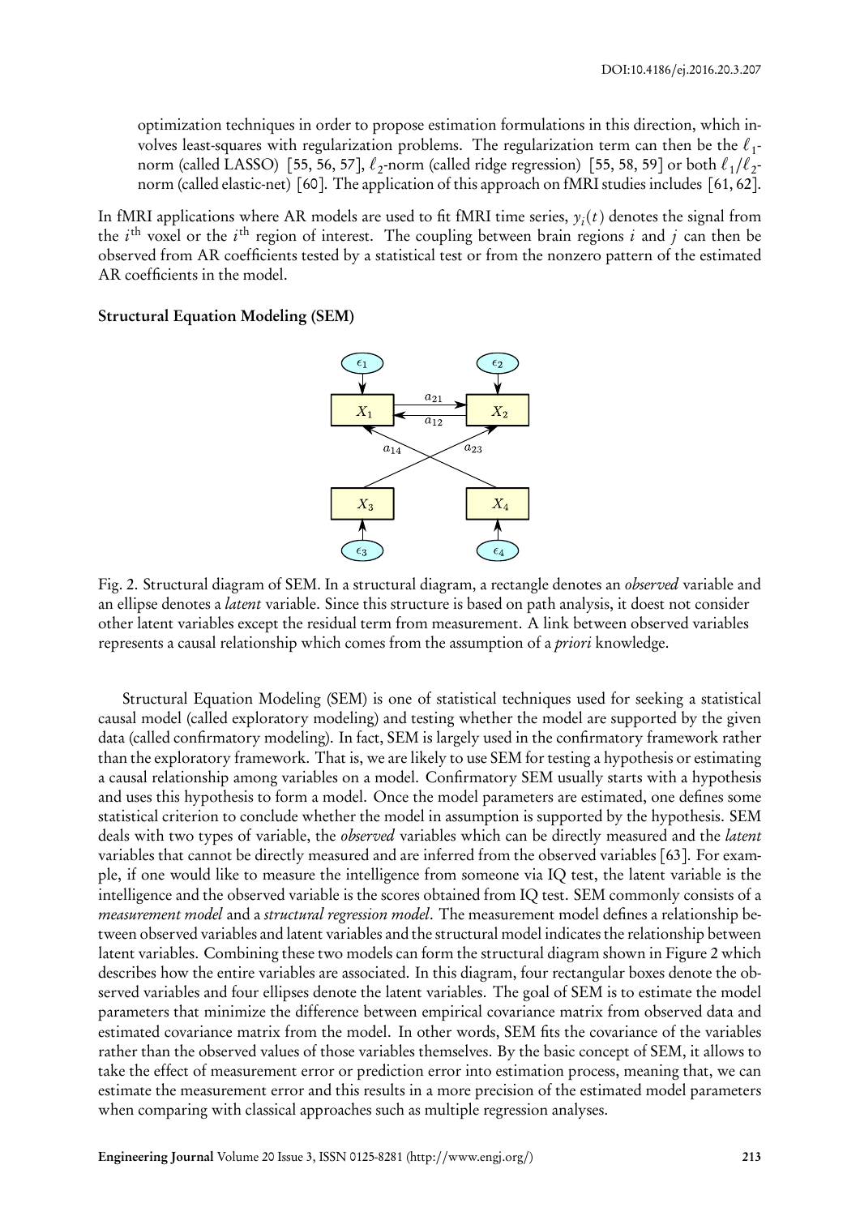optimization techniques in order to propose estimation formulations in this direction, which involves least-squares with regularization problems. The regularization term can then be the $\ell_1$-norm (called LASSO) [55, 56, 57], $\ell_2$-norm (called ridge regression) [55, 58, 59] or both $\ell_1/\ell_2$-norm (called elastic-net) [60]. The application of this approach on fMRI studies includes [61, 62].

In fMRI applications where AR models are used to fit fMRI time series, $y_i(t)$ denotes the signal from the $i^{\text{th}}$ voxel or the $i^{\text{th}}$ region of interest. The coupling between brain regions $i$ and $j$ can then be observed from AR coefficients tested by a statistical test or from the nonzero pattern of the estimated AR coefficients in the model.

### Structural Equation Modeling (SEM)

Fig. 2. Structural diagram of SEM. In a structural diagram, a rectangle denotes an *observed* variable and an ellipse denotes a *latent* variable. Since this structure is based on path analysis, it doest not consider other latent variables except the residual term from measurement. A link between observed variables represents a causal relationship which comes from the assumption of a *priori* knowledge.

Structural Equation Modeling (SEM) is one of statistical techniques used for seeking a statistical causal model (called exploratory modeling) and testing whether the model are supported by the given data (called confirmatory modeling). In fact, SEM is largely used in the confirmatory framework rather than the exploratory framework. That is, we are likely to use SEM for testing a hypothesis or estimating a causal relationship among variables on a model. Confirmatory SEM usually starts with a hypothesis and uses this hypothesis to form a model. Once the model parameters are estimated, one defines some statistical criterion to conclude whether the model in assumption is supported by the hypothesis. SEM deals with two types of variable, the *observed* variables which can be directly measured and the *latent* variables that cannot be directly measured and are inferred from the observed variables [63]. For example, if one would like to measure the intelligence from someone via IQ test, the latent variable is the intelligence and the observed variable is the scores obtained from IQ test. SEM commonly consists of a *measurement model* and a *structural regression model*. The measurement model defines a relationship between observed variables and latent variables and the structural model indicates the relationship between latent variables. Combining these two models can form the structural diagram shown in Figure 2 which describes how the entire variables are associated. In this diagram, four rectangular boxes denote the observed variables and four ellipses denote the latent variables. The goal of SEM is to estimate the model parameters that minimize the difference between empirical covariance matrix from observed data and estimated covariance matrix from the model. In other words, SEM fits the covariance of the variables rather than the observed values of those variables themselves. By the basic concept of SEM, it allows to take the effect of measurement error or prediction error into estimation process, meaning that, we can estimate the measurement error and this results in a more precision of the estimated model parameters when comparing with classical approaches such as multiple regression analyses.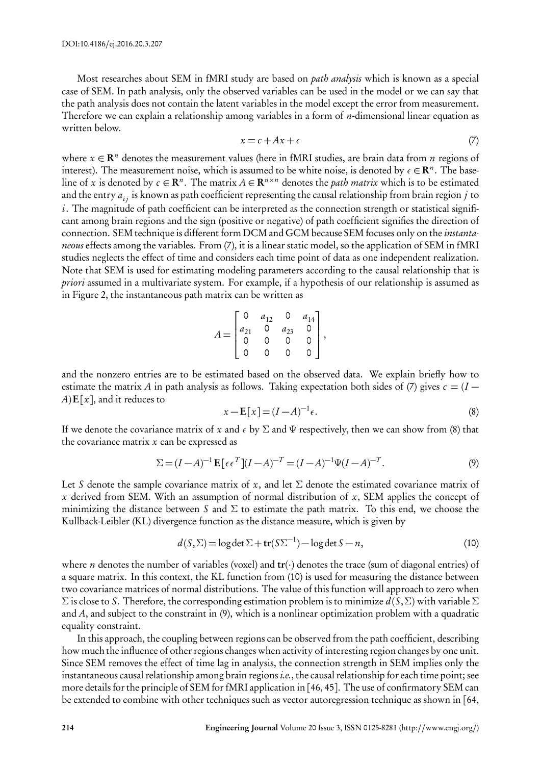Most researches about SEM in fMRI study are based on *path analysis* which is known as a special case of SEM. In path analysis, only the observed variables can be used in the model or we can say that the path analysis does not contain the latent variables in the model except the error from measurement. Therefore we can explain a relationship among variables in a form of $n$-dimensional linear equation as written below.

$$x = c + Ax + \epsilon \tag{7}$$

where $x \in \mathbf{R}^n$ denotes the measurement values (here in fMRI studies, are brain data from $n$ regions of interest). The measurement noise, which is assumed to be white noise, is denoted by $\epsilon \in \mathbf{R}^n$. The baseline of $x$ is denoted by $c \in \mathbf{R}^n$. The matrix $A \in \mathbf{R}^{n \times n}$ denotes the *path matrix* which is to be estimated and the entry $a_{ij}$ is known as path coefficient representing the causal relationship from brain region $j$ to $i$. The magnitude of path coefficient can be interpreted as the connection strength or statistical significant among brain regions and the sign (positive or negative) of path coefficient signifies the direction of connection. SEM technique is different form DCM and GCM because SEM focuses only on the *instantaneous* effects among the variables. From (7), it is a linear static model, so the application of SEM in fMRI studies neglects the effect of time and considers each time point of data as one independent realization. Note that SEM is used for estimating modeling parameters according to the causal relationship that is *priori* assumed in a multivariate system. For example, if a hypothesis of our relationship is assumed as in Figure 2, the instantaneous path matrix can be written as

$$A = \begin{bmatrix} 0 & a_{12} & 0 & a_{14} \\ a_{21} & 0 & a_{23} & 0 \\ 0 & 0 & 0 & 0 \\ 0 & 0 & 0 & 0 \end{bmatrix},$$

and the nonzero entries are to be estimated based on the observed data. We explain briefly how to estimate the matrix $A$ in path analysis as follows. Taking expectation both sides of (7) gives $c = (I - A)\mathbf{E}[x]$, and it reduces to

$$x - \mathbf{E}[x] = (I - A)^{-1}\epsilon. \tag{8}$$

If we denote the covariance matrix of $x$ and $\epsilon$ by $\Sigma$ and $\Psi$ respectively, then we can show from (8) that the covariance matrix $x$ can be expressed as

$$\Sigma = (I - A)^{-1}\mathbf{E}[\epsilon\epsilon^T](I - A)^{-T} = (I - A)^{-1}\Psi(I - A)^{-T}. \tag{9}$$

Let $S$ denote the sample covariance matrix of $x$, and let $\Sigma$ denote the estimated covariance matrix of $x$ derived from SEM. With an assumption of normal distribution of $x$, SEM applies the concept of minimizing the distance between $S$ and $\Sigma$ to estimate the path matrix. To this end, we choose the Kullback-Leibler (KL) divergence function as the distance measure, which is given by

$$d(S, \Sigma) = \log\det\Sigma + \mathbf{tr}(S\Sigma^{-1}) - \log\det S - n, \tag{10}$$

where $n$ denotes the number of variables (voxel) and $\mathbf{tr}(\cdot)$ denotes the trace (sum of diagonal entries) of a square matrix. In this context, the KL function from (10) is used for measuring the distance between two covariance matrices of normal distributions. The value of this function will approach to zero when $\Sigma$ is close to $S$. Therefore, the corresponding estimation problem is to minimize $d(S, \Sigma)$ with variable $\Sigma$ and $A$, and subject to the constraint in (9), which is a nonlinear optimization problem with a quadratic equality constraint.

In this approach, the coupling between regions can be observed from the path coefficient, describing how much the influence of other regions changes when activity of interesting region changes by one unit. Since SEM removes the effect of time lag in analysis, the connection strength in SEM implies only the instantaneous causal relationship among brain regions *i.e.*, the causal relationship for each time point; see more details for the principle of SEM for fMRI application in [46, 45]. The use of confirmatory SEM can be extended to combine with other techniques such as vector autoregression technique as shown in [64,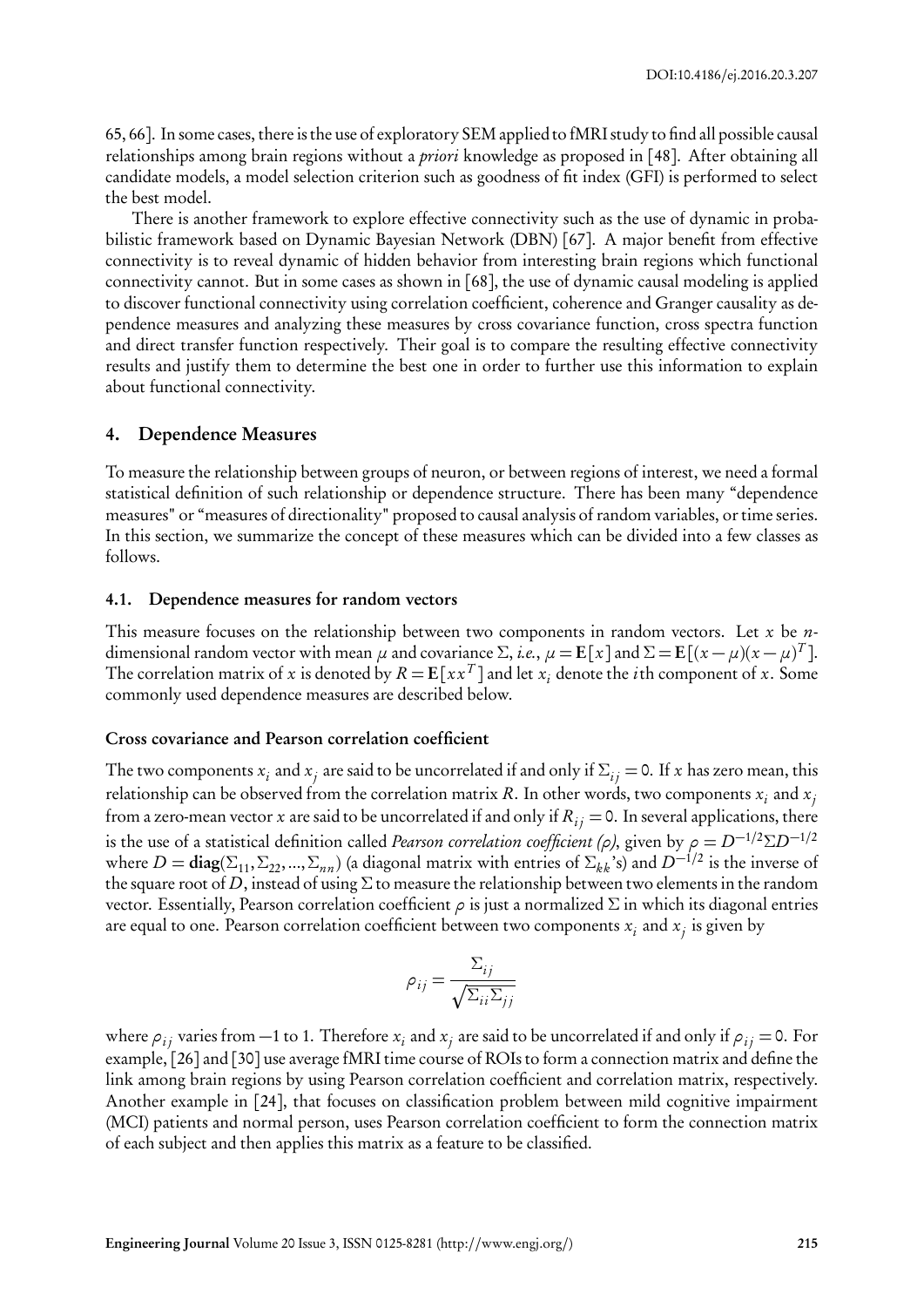65, 66]. In some cases, there is the use of exploratory SEM applied to fMRI study to find all possible causal relationships among brain regions without a *priori* knowledge as proposed in [48]. After obtaining all candidate models, a model selection criterion such as goodness of fit index (GFI) is performed to select the best model.

There is another framework to explore effective connectivity such as the use of dynamic in probabilistic framework based on Dynamic Bayesian Network (DBN) [67]. A major benefit from effective connectivity is to reveal dynamic of hidden behavior from interesting brain regions which functional connectivity cannot. But in some cases as shown in [68], the use of dynamic causal modeling is applied to discover functional connectivity using correlation coefficient, coherence and Granger causality as dependence measures and analyzing these measures by cross covariance function, cross spectra function and direct transfer function respectively. Their goal is to compare the resulting effective connectivity results and justify them to determine the best one in order to further use this information to explain about functional connectivity.

## 4. Dependence Measures

To measure the relationship between groups of neuron, or between regions of interest, we need a formal statistical definition of such relationship or dependence structure. There has been many "dependence measures" or "measures of directionality" proposed to causal analysis of random variables, or time series. In this section, we summarize the concept of these measures which can be divided into a few classes as follows.

### 4.1. Dependence measures for random vectors

This measure focuses on the relationship between two components in random vectors. Let $x$ be $n$-dimensional random vector with mean $\mu$ and covariance $\Sigma$, *i.e.*, $\mu = \mathbf{E}[x]$ and $\Sigma = \mathbf{E}[(x-\mu)(x-\mu)^T]$. The correlation matrix of $x$ is denoted by $R = \mathbf{E}[xx^T]$ and let $x_i$ denote the $i$th component of $x$. Some commonly used dependence measures are described below.

**Cross covariance and Pearson correlation coefficient**

The two components $x_i$ and $x_j$ are said to be uncorrelated if and only if $\Sigma_{ij} = 0$. If $x$ has zero mean, this relationship can be observed from the correlation matrix $R$. In other words, two components $x_i$ and $x_j$ from a zero-mean vector $x$ are said to be uncorrelated if and only if $R_{ij} = 0$. In several applications, there is the use of a statistical definition called *Pearson correlation coefficient ($\rho$)*, given by $\rho = D^{-1/2}\Sigma D^{-1/2}$ where $D = \mathbf{diag}(\Sigma_{11}, \Sigma_{22}, ..., \Sigma_{nn})$ (a diagonal matrix with entries of $\Sigma_{kk}$'s) and $D^{-1/2}$ is the inverse of the square root of $D$, instead of using $\Sigma$ to measure the relationship between two elements in the random vector. Essentially, Pearson correlation coefficient $\rho$ is just a normalized $\Sigma$ in which its diagonal entries are equal to one. Pearson correlation coefficient between two components $x_i$ and $x_j$ is given by

$$\rho_{ij} = \frac{\Sigma_{ij}}{\sqrt{\Sigma_{ii}\Sigma_{jj}}}$$

where $\rho_{ij}$ varies from $-1$ to 1. Therefore $x_i$ and $x_j$ are said to be uncorrelated if and only if $\rho_{ij} = 0$. For example, [26] and [30] use average fMRI time course of ROIs to form a connection matrix and define the link among brain regions by using Pearson correlation coefficient and correlation matrix, respectively. Another example in [24], that focuses on classification problem between mild cognitive impairment (MCI) patients and normal person, uses Pearson correlation coefficient to form the connection matrix of each subject and then applies this matrix as a feature to be classified.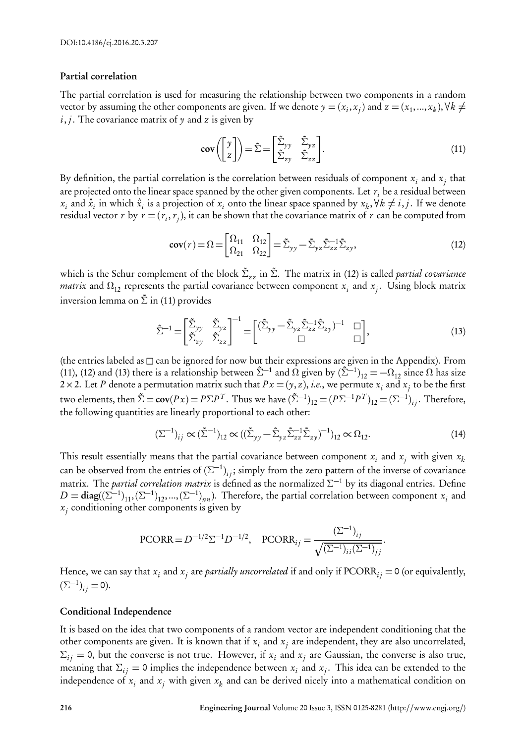### Partial correlation

The partial correlation is used for measuring the relationship between two components in a random vector by assuming the other components are given. If we denote $y = (x_i, x_j)$ and $z = (x_1, ..., x_k), \forall k \neq i, j$. The covariance matrix of $y$ and $z$ is given by

$$\mathbf{cov}\left(\begin{bmatrix} y \\ z \end{bmatrix}\right) = \tilde{\Sigma} = \begin{bmatrix} \tilde{\Sigma}_{yy} & \tilde{\Sigma}_{yz} \\ \tilde{\Sigma}_{zy} & \tilde{\Sigma}_{zz} \end{bmatrix}. \tag{11}$$

By definition, the partial correlation is the correlation between residuals of component $x_i$ and $x_j$ that are projected onto the linear space spanned by the other given components. Let $r_i$ be a residual between $x_i$ and $\hat{x}_i$ in which $\hat{x}_i$ is a projection of $x_i$ onto the linear space spanned by $x_k, \forall k \neq i, j$. If we denote residual vector $r$ by $r = (r_i, r_j)$, it can be shown that the covariance matrix of $r$ can be computed from

$$\mathbf{cov}(r) = \Omega = \begin{bmatrix} \Omega_{11} & \Omega_{12} \\ \Omega_{21} & \Omega_{22} \end{bmatrix} = \tilde{\Sigma}_{yy} - \tilde{\Sigma}_{yz}\tilde{\Sigma}_{zz}^{-1}\tilde{\Sigma}_{zy}, \tag{12}$$

which is the Schur complement of the block $\tilde{\Sigma}_{zz}$ in $\tilde{\Sigma}$. The matrix in (12) is called *partial covariance matrix* and $\Omega_{12}$ represents the partial covariance between component $x_i$ and $x_j$. Using block matrix inversion lemma on $\tilde{\Sigma}$ in (11) provides

$$\tilde{\Sigma}^{-1} = \begin{bmatrix} \tilde{\Sigma}_{yy} & \tilde{\Sigma}_{yz} \\ \tilde{\Sigma}_{zy} & \tilde{\Sigma}_{zz} \end{bmatrix}^{-1} = \begin{bmatrix} (\tilde{\Sigma}_{yy} - \tilde{\Sigma}_{yz}\tilde{\Sigma}_{zz}^{-1}\tilde{\Sigma}_{zy})^{-1} & \square \\ \square & \square \end{bmatrix}, \tag{13}$$

(the entries labeled as $\square$ can be ignored for now but their expressions are given in the Appendix). From (11), (12) and (13) there is a relationship between $\tilde{\Sigma}^{-1}$ and $\Omega$ given by $(\tilde{\Sigma}^{-1})_{12} = -\Omega_{12}$ since $\Omega$ has size $2 \times 2$. Let $P$ denote a permutation matrix such that $Px = (y, z)$, *i.e.*, we permute $x_i$ and $x_j$ to be the first two elements, then $\tilde{\Sigma} = \mathbf{cov}(Px) = P\Sigma P^T$. Thus we have $(\tilde{\Sigma}^{-1})_{12} = (P\Sigma^{-1}P^T)_{12} = (\Sigma^{-1})_{ij}$. Therefore, the following quantities are linearly proportional to each other:

$$(\Sigma^{-1})_{ij} \propto (\tilde{\Sigma}^{-1})_{12} \propto ((\tilde{\Sigma}_{yy} - \tilde{\Sigma}_{yz}\tilde{\Sigma}_{zz}^{-1}\tilde{\Sigma}_{zy})^{-1})_{12} \propto \Omega_{12}. \tag{14}$$

This result essentially means that the partial covariance between component $x_i$ and $x_j$ with given $x_k$ can be observed from the entries of $(\Sigma^{-1})_{ij}$; simply from the zero pattern of the inverse of covariance matrix. The *partial correlation matrix* is defined as the normalized $\Sigma^{-1}$ by its diagonal entries. Define $D = \mathbf{diag}((\Sigma^{-1})_{11}, (\Sigma^{-1})_{12}, ..., (\Sigma^{-1})_{nn})$. Therefore, the partial correlation between component $x_i$ and $x_j$ conditioning other components is given by

$$\text{PCORR} = D^{-1/2}\Sigma^{-1}D^{-1/2}, \quad \text{PCORR}_{ij} = \frac{(\Sigma^{-1})_{ij}}{\sqrt{(\Sigma^{-1})_{ii}(\Sigma^{-1})_{jj}}}.$$

Hence, we can say that $x_i$ and $x_j$ are *partially uncorrelated* if and only if $\text{PCORR}_{ij} = 0$ (or equivalently, $(\Sigma^{-1})_{ij} = 0$).

### Conditional Independence

It is based on the idea that two components of a random vector are independent conditioning that the other components are given. It is known that if $x_i$ and $x_j$ are independent, they are also uncorrelated, $\Sigma_{ij} = 0$, but the converse is not true. However, if $x_i$ and $x_j$ are Gaussian, the converse is also true, meaning that $\Sigma_{ij} = 0$ implies the independence between $x_i$ and $x_j$. This idea can be extended to the independence of $x_i$ and $x_j$ with given $x_k$ and can be derived nicely into a mathematical condition on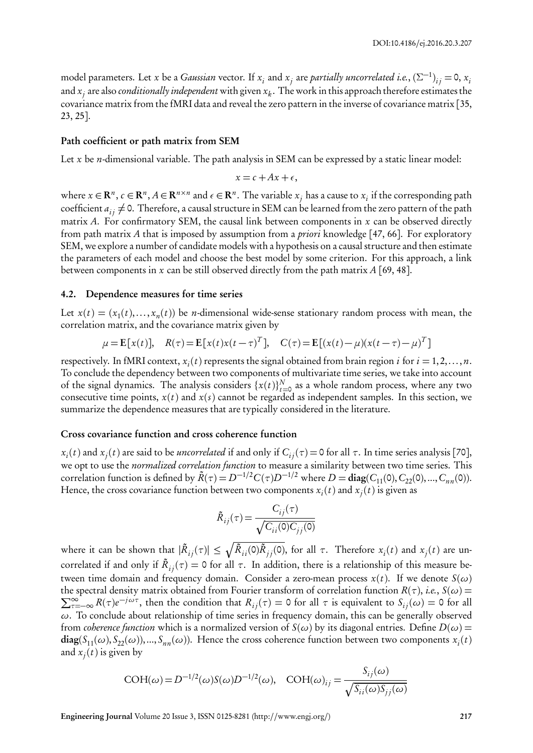model parameters. Let $x$ be a *Gaussian* vector. If $x_i$ and $x_j$ are *partially uncorrelated i.e.*, $(\Sigma^{-1})_{ij} = 0$, $x_i$ and $x_j$ are also *conditionally independent* with given $x_k$. The work in this approach therefore estimates the covariance matrix from the fMRI data and reveal the zero pattern in the inverse of covariance matrix [35, 23, 25].

### Path coefficient or path matrix from SEM

Let $x$ be $n$-dimensional variable. The path analysis in SEM can be expressed by a static linear model:

$$x = c + Ax + \epsilon,$$

where $x \in \mathbf{R}^n$, $c \in \mathbf{R}^n$, $A \in \mathbf{R}^{n\times n}$ and $\epsilon \in \mathbf{R}^n$. The variable $x_j$ has a cause to $x_i$ if the corresponding path coefficient $a_{ij} \neq 0$. Therefore, a causal structure in SEM can be learned from the zero pattern of the path matrix $A$. For confirmatory SEM, the causal link between components in $x$ can be observed directly from path matrix $A$ that is imposed by assumption from a *priori* knowledge [47, 66]. For exploratory SEM, we explore a number of candidate models with a hypothesis on a causal structure and then estimate the parameters of each model and choose the best model by some criterion. For this approach, a link between components in $x$ can be still observed directly from the path matrix $A$ [69, 48].

## 4.2. Dependence measures for time series

Let $x(t) = (x_1(t), \dots, x_n(t))$ be $n$-dimensional wide-sense stationary random process with mean, the correlation matrix, and the covariance matrix given by

$$\mu = \mathbf{E}[x(t)], \quad R(\tau) = \mathbf{E}[x(t)x(t-\tau)^T], \quad C(\tau) = \mathbf{E}[(x(t)-\mu)(x(t-\tau)-\mu)^T]$$

respectively. In fMRI context, $x_i(t)$ represents the signal obtained from brain region $i$ for $i = 1, 2, \dots, n$. To conclude the dependency between two components of multivariate time series, we take into account of the signal dynamics. The analysis considers $\{x(t)\}_{t=0}^{N}$ as a whole random process, where any two consecutive time points, $x(t)$ and $x(s)$ cannot be regarded as independent samples. In this section, we summarize the dependence measures that are typically considered in the literature.

### Cross covariance function and cross coherence function

$x_i(t)$ and $x_j(t)$ are said to be *uncorrelated* if and only if $C_{ij}(\tau) = 0$ for all $\tau$. In time series analysis [70], we opt to use the *normalized correlation function* to measure a similarity between two time series. This correlation function is defined by $\tilde{R}(\tau) = D^{-1/2}C(\tau)D^{-1/2}$ where $D = \mathbf{diag}(C_{11}(0), C_{22}(0), ..., C_{nn}(0))$. Hence, the cross covariance function between two components $x_i(t)$ and $x_j(t)$ is given as

$$\tilde{R}_{ij}(\tau) = \frac{C_{ij}(\tau)}{\sqrt{C_{ii}(0)C_{jj}(0)}}$$

where it can be shown that $|\tilde{R}_{ij}(\tau)| \leq \sqrt{\tilde{R}_{ii}(0)\tilde{R}_{jj}(0)}$, for all $\tau$. Therefore $x_i(t)$ and $x_j(t)$ are uncorrelated if and only if $\tilde{R}_{ij}(\tau) = 0$ for all $\tau$. In addition, there is a relationship of this measure between time domain and frequency domain. Consider a zero-mean process $x(t)$. If we denote $S(\omega)$ the spectral density matrix obtained from Fourier transform of correlation function $R(\tau)$, *i.e.*, $S(\omega) = \sum_{\tau=-\infty}^{\infty} R(\tau)e^{-j\omega\tau}$, then the condition that $R_{ij}(\tau) = 0$ for all $\tau$ is equivalent to $S_{ij}(\omega) = 0$ for all $\omega$. To conclude about relationship of time series in frequency domain, this can be generally observed from *coherence function* which is a normalized version of $S(\omega)$ by its diagonal entries. Define $D(\omega) = \mathbf{diag}(S_{11}(\omega), S_{22}(\omega)), ..., S_{nn}(\omega))$. Hence the cross coherence function between two components $x_i(t)$ and $x_j(t)$ is given by

$$\mathrm{COH}(\omega) = D^{-1/2}(\omega)S(\omega)D^{-1/2}(\omega), \quad \mathrm{COH}(\omega)_{ij} = \frac{S_{ij}(\omega)}{\sqrt{S_{ii}(\omega)S_{jj}(\omega)}}$$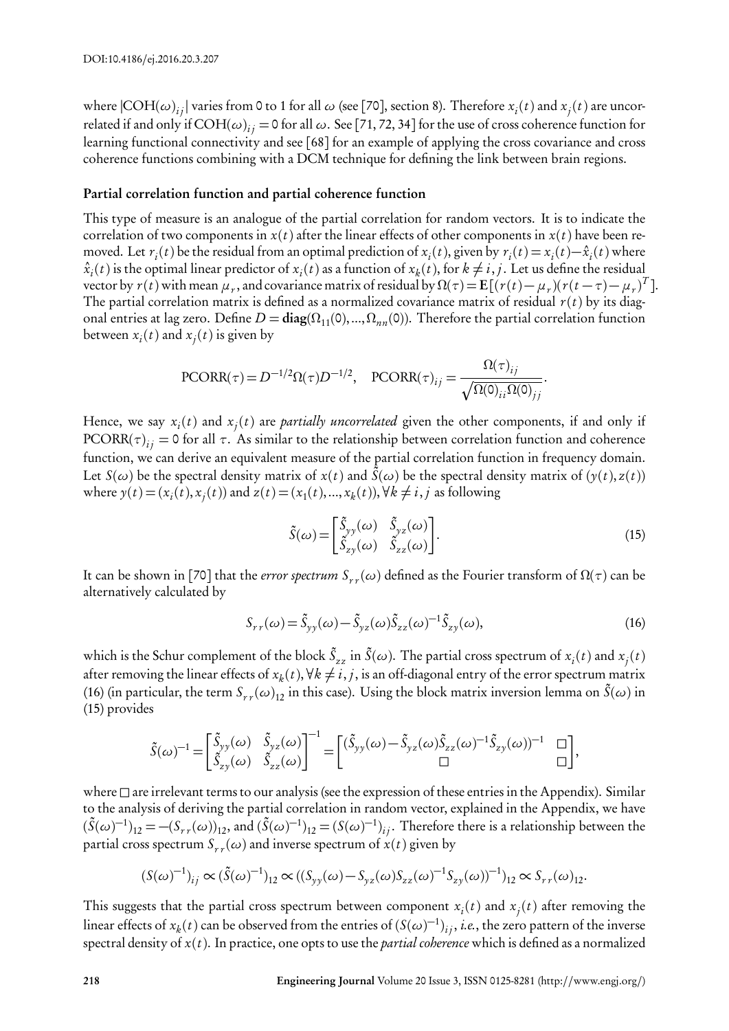where $|\text{COH}(\omega)_{ij}|$ varies from 0 to 1 for all $\omega$ (see [70], section 8). Therefore $x_i(t)$ and $x_j(t)$ are uncorrelated if and only if $\text{COH}(\omega)_{ij} = 0$ for all $\omega$. See [71, 72, 34] for the use of cross coherence function for learning functional connectivity and see [68] for an example of applying the cross covariance and cross coherence functions combining with a DCM technique for defining the link between brain regions.

**Partial correlation function and partial coherence function**

This type of measure is an analogue of the partial correlation for random vectors. It is to indicate the correlation of two components in $x(t)$ after the linear effects of other components in $x(t)$ have been removed. Let $r_i(t)$ be the residual from an optimal prediction of $x_i(t)$, given by $r_i(t) = x_i(t) - \hat{x}_i(t)$ where $\hat{x}_i(t)$ is the optimal linear predictor of $x_i(t)$ as a function of $x_k(t)$, for $k \neq i, j$. Let us define the residual vector by $r(t)$ with mean $\mu_r$, and covariance matrix of residual by $\Omega(\tau) = \mathbf{E}[(r(t) - \mu_r)(r(t-\tau) - \mu_r)^T]$. The partial correlation matrix is defined as a normalized covariance matrix of residual $r(t)$ by its diagonal entries at lag zero. Define $D = \mathbf{diag}(\Omega_{11}(0), \ldots, \Omega_{nn}(0))$. Therefore the partial correlation function between $x_i(t)$ and $x_j(t)$ is given by

$$\text{PCORR}(\tau) = D^{-1/2}\Omega(\tau)D^{-1/2}, \quad \text{PCORR}(\tau)_{ij} = \frac{\Omega(\tau)_{ij}}{\sqrt{\Omega(0)_{ii}\Omega(0)_{jj}}}.$$

Hence, we say $x_i(t)$ and $x_j(t)$ are *partially uncorrelated* given the other components, if and only if $\text{PCORR}(\tau)_{ij} = 0$ for all $\tau$. As similar to the relationship between correlation function and coherence function, we can derive an equivalent measure of the partial correlation function in frequency domain. Let $S(\omega)$ be the spectral density matrix of $x(t)$ and $\tilde{S}(\omega)$ be the spectral density matrix of $(y(t), z(t))$ where $y(t) = (x_i(t), x_j(t))$ and $z(t) = (x_1(t), \ldots, x_k(t)), \forall k \neq i, j$ as following

$$\tilde{S}(\omega) = \begin{bmatrix} \tilde{S}_{yy}(\omega) & \tilde{S}_{yz}(\omega) \\ \tilde{S}_{zy}(\omega) & \tilde{S}_{zz}(\omega) \end{bmatrix}. \tag{15}$$

It can be shown in [70] that the *error spectrum* $S_{rr}(\omega)$ defined as the Fourier transform of $\Omega(\tau)$ can be alternatively calculated by

$$S_{rr}(\omega) = \tilde{S}_{yy}(\omega) - \tilde{S}_{yz}(\omega)\tilde{S}_{zz}(\omega)^{-1}\tilde{S}_{zy}(\omega), \tag{16}$$

which is the Schur complement of the block $\tilde{S}_{zz}$ in $\tilde{S}(\omega)$. The partial cross spectrum of $x_i(t)$ and $x_j(t)$ after removing the linear effects of $x_k(t), \forall k \neq i, j$, is an off-diagonal entry of the error spectrum matrix (16) (in particular, the term $S_{rr}(\omega)_{12}$ in this case). Using the block matrix inversion lemma on $\tilde{S}(\omega)$ in (15) provides

$$\tilde{S}(\omega)^{-1} = \begin{bmatrix} \tilde{S}_{yy}(\omega) & \tilde{S}_{yz}(\omega) \\ \tilde{S}_{zy}(\omega) & \tilde{S}_{zz}(\omega) \end{bmatrix}^{-1} = \begin{bmatrix} (\tilde{S}_{yy}(\omega) - \tilde{S}_{yz}(\omega)\tilde{S}_{zz}(\omega)^{-1}\tilde{S}_{zy}(\omega))^{-1} & \square \\ \square & \square \end{bmatrix},$$

where $\square$ are irrelevant terms to our analysis (see the expression of these entries in the Appendix). Similar to the analysis of deriving the partial correlation in random vector, explained in the Appendix, we have $(\tilde{S}(\omega)^{-1})_{12} = -(S_{rr}(\omega))_{12}$, and $(\tilde{S}(\omega)^{-1})_{12} = (S(\omega)^{-1})_{ij}$. Therefore there is a relationship between the partial cross spectrum $S_{rr}(\omega)$ and inverse spectrum of $x(t)$ given by

$$(S(\omega)^{-1})_{ij} \propto (\tilde{S}(\omega)^{-1})_{12} \propto ((S_{yy}(\omega) - S_{yz}(\omega)S_{zz}(\omega)^{-1}S_{zy}(\omega))^{-1})_{12} \propto S_{rr}(\omega)_{12}.$$

This suggests that the partial cross spectrum between component $x_i(t)$ and $x_j(t)$ after removing the linear effects of $x_k(t)$ can be observed from the entries of $(S(\omega)^{-1})_{ij}$, *i.e.*, the zero pattern of the inverse spectral density of $x(t)$. In practice, one opts to use the *partial coherence* which is defined as a normalized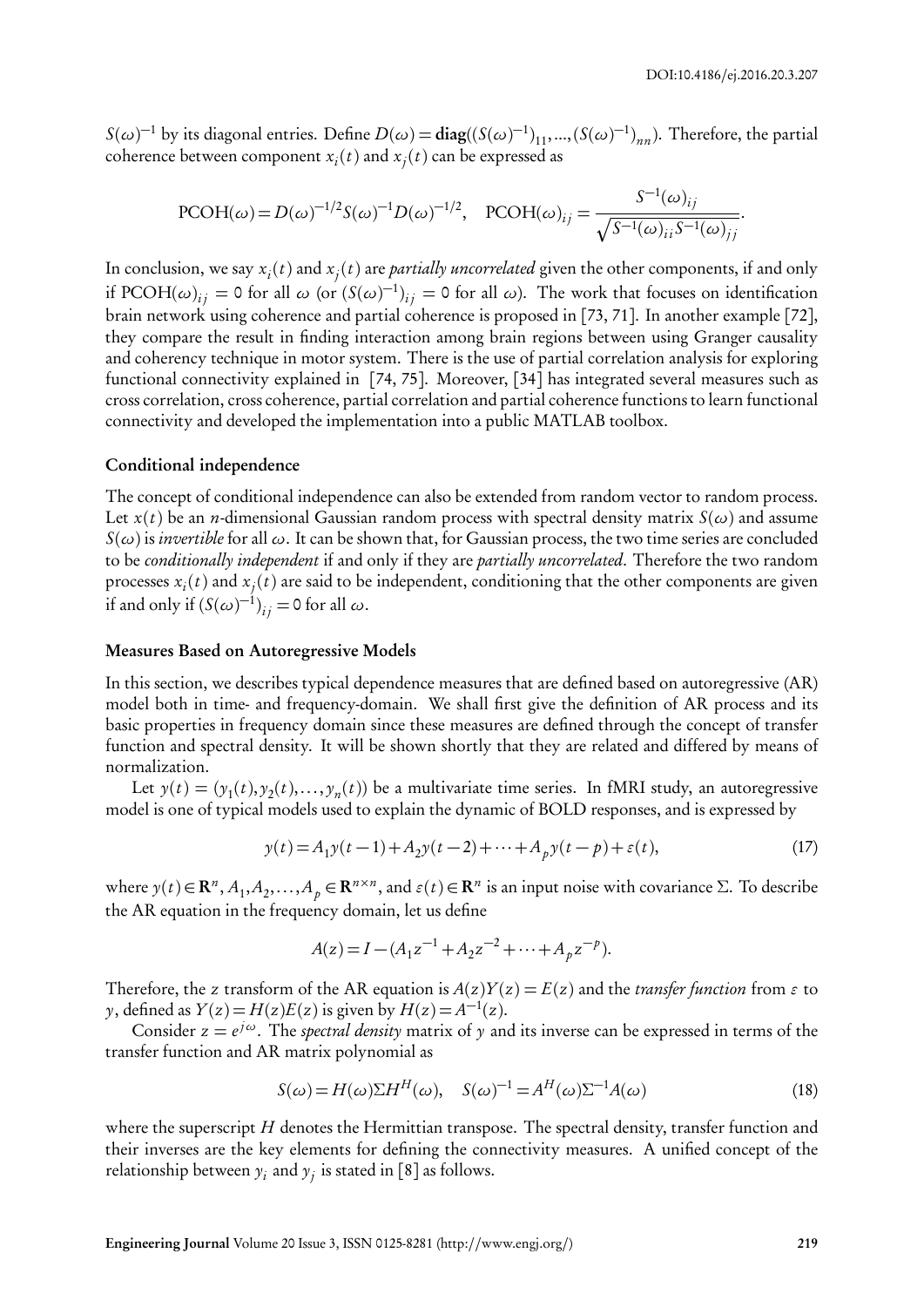$S(\omega)^{-1}$ by its diagonal entries. Define $D(\omega) = \mathbf{diag}((S(\omega)^{-1})_{11}, ..., (S(\omega)^{-1})_{nn})$. Therefore, the partial coherence between component $x_i(t)$ and $x_j(t)$ can be expressed as

$$\text{PCOH}(\omega) = D(\omega)^{-1/2} S(\omega)^{-1} D(\omega)^{-1/2}, \quad \text{PCOH}(\omega)_{ij} = \frac{S^{-1}(\omega)_{ij}}{\sqrt{S^{-1}(\omega)_{ii} S^{-1}(\omega)_{jj}}}.$$

In conclusion, we say $x_i(t)$ and $x_j(t)$ are *partially uncorrelated* given the other components, if and only if $\text{PCOH}(\omega)_{ij} = 0$ for all $\omega$ (or $(S(\omega)^{-1})_{ij} = 0$ for all $\omega$). The work that focuses on identification brain network using coherence and partial coherence is proposed in [73, 71]. In another example [72], they compare the result in finding interaction among brain regions between using Granger causality and coherency technique in motor system. There is the use of partial correlation analysis for exploring functional connectivity explained in [74, 75]. Moreover, [34] has integrated several measures such as cross correlation, cross coherence, partial correlation and partial coherence functions to learn functional connectivity and developed the implementation into a public MATLAB toolbox.

#### Conditional independence

The concept of conditional independence can also be extended from random vector to random process. Let $x(t)$ be an $n$-dimensional Gaussian random process with spectral density matrix $S(\omega)$ and assume $S(\omega)$ is *invertible* for all $\omega$. It can be shown that, for Gaussian process, the two time series are concluded to be *conditionally independent* if and only if they are *partially uncorrelated*. Therefore the two random processes $x_i(t)$ and $x_j(t)$ are said to be independent, conditioning that the other components are given if and only if $(S(\omega)^{-1})_{ij} = 0$ for all $\omega$.

#### Measures Based on Autoregressive Models

In this section, we describes typical dependence measures that are defined based on autoregressive (AR) model both in time- and frequency-domain. We shall first give the definition of AR process and its basic properties in frequency domain since these measures are defined through the concept of transfer function and spectral density. It will be shown shortly that they are related and differed by means of normalization.

Let $y(t) = (y_1(t), y_2(t), \ldots, y_n(t))$ be a multivariate time series. In fMRI study, an autoregressive model is one of typical models used to explain the dynamic of BOLD responses, and is expressed by

$$y(t) = A_1 y(t-1) + A_2 y(t-2) + \cdots + A_p y(t-p) + \varepsilon(t), \tag{17}$$

where $y(t) \in \mathbf{R}^n$, $A_1, A_2, \ldots, A_p \in \mathbf{R}^{n \times n}$, and $\varepsilon(t) \in \mathbf{R}^n$ is an input noise with covariance $\Sigma$. To describe the AR equation in the frequency domain, let us define

$$A(z) = I - (A_1 z^{-1} + A_2 z^{-2} + \cdots + A_p z^{-p}).$$

Therefore, the $z$ transform of the AR equation is $A(z)Y(z) = E(z)$ and the *transfer function* from $\varepsilon$ to $y$, defined as $Y(z) = H(z)E(z)$ is given by $H(z) = A^{-1}(z)$.

Consider $z = e^{j\omega}$. The *spectral density* matrix of $y$ and its inverse can be expressed in terms of the transfer function and AR matrix polynomial as

$$S(\omega) = H(\omega) \Sigma H^H(\omega), \quad S(\omega)^{-1} = A^H(\omega) \Sigma^{-1} A(\omega) \tag{18}$$

where the superscript $H$ denotes the Hermittian transpose. The spectral density, transfer function and their inverses are the key elements for defining the connectivity measures. A unified concept of the relationship between $y_i$ and $y_j$ is stated in [8] as follows.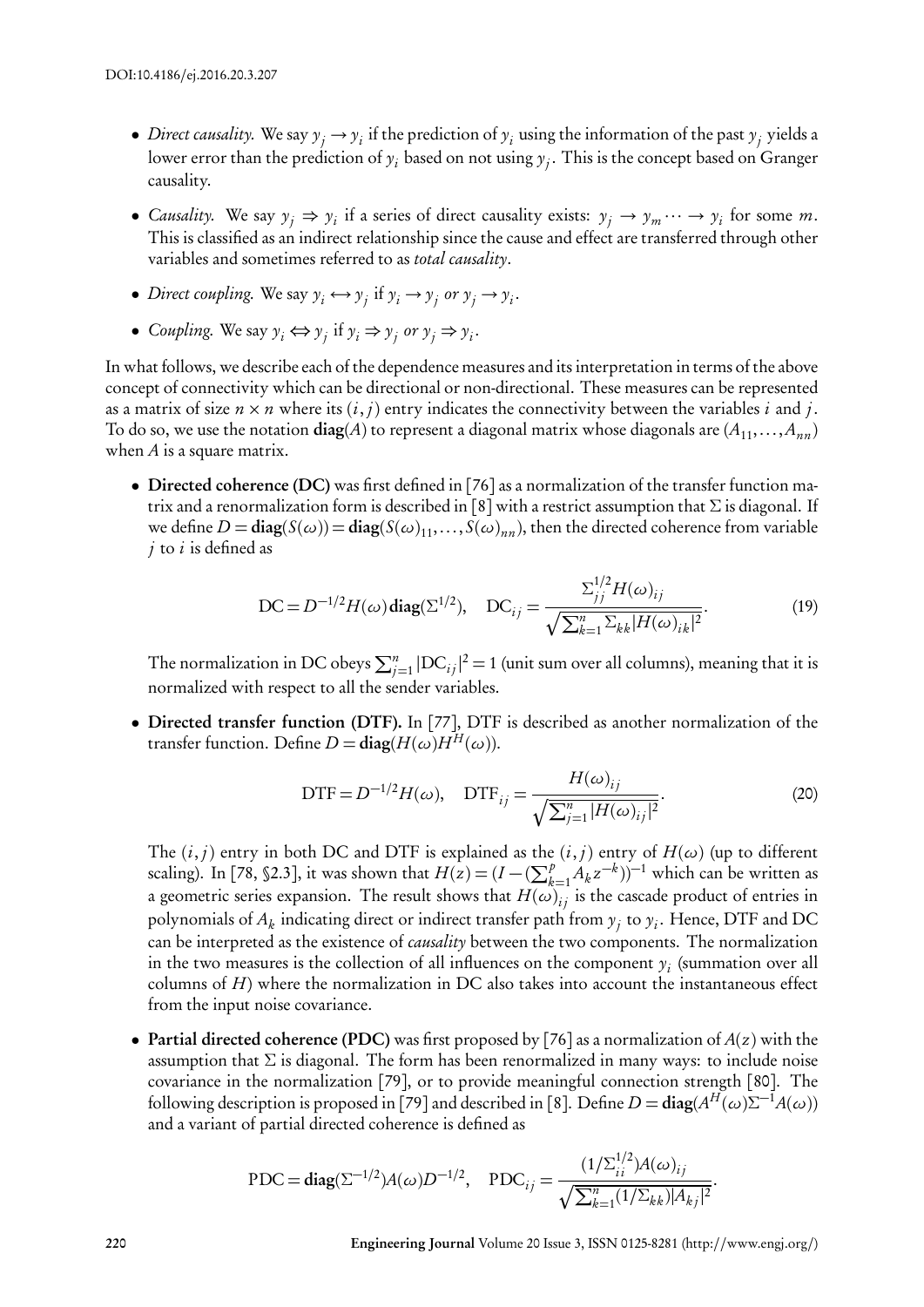- *Direct causality.* We say $y_j \rightarrow y_i$ if the prediction of $y_i$ using the information of the past $y_j$ yields a lower error than the prediction of $y_i$ based on not using $y_j$. This is the concept based on Granger causality.
- *Causality.* We say $y_j \Rightarrow y_i$ if a series of direct causality exists: $y_j \rightarrow y_m \cdots \rightarrow y_i$ for some $m$. This is classified as an indirect relationship since the cause and effect are transferred through other variables and sometimes referred to as *total causality*.
- *Direct coupling.* We say $y_i \leftrightarrow y_j$ if $y_i \rightarrow y_j$ *or* $y_j \rightarrow y_i$.
- *Coupling.* We say $y_i \Leftrightarrow y_j$ if $y_i \Rightarrow y_j$ *or* $y_j \Rightarrow y_i$.

In what follows, we describe each of the dependence measures and its interpretation in terms of the above concept of connectivity which can be directional or non-directional. These measures can be represented as a matrix of size $n \times n$ where its $(i, j)$ entry indicates the connectivity between the variables $i$ and $j$. To do so, we use the notation $\mathbf{diag}(A)$ to represent a diagonal matrix whose diagonals are $(A_{11}, \ldots, A_{nn})$ when $A$ is a square matrix.

- **Directed coherence (DC)** was first defined in [76] as a normalization of the transfer function matrix and a renormalization form is described in [8] with a restrict assumption that $\Sigma$ is diagonal. If we define $D = \mathbf{diag}(S(\omega)) = \mathbf{diag}(S(\omega)_{11}, \ldots, S(\omega)_{nn})$, then the directed coherence from variable $j$ to $i$ is defined as

$$\mathrm{DC} = D^{-1/2} H(\omega)\,\mathbf{diag}(\Sigma^{1/2}), \quad \mathrm{DC}_{ij} = \frac{\Sigma_{jj}^{1/2} H(\omega)_{ij}}{\sqrt{\sum_{k=1}^{n} \Sigma_{kk} |H(\omega)_{ik}|^2}}. \tag{19}$$

  The normalization in DC obeys $\sum_{j=1}^{n} |\mathrm{DC}_{ij}|^2 = 1$ (unit sum over all columns), meaning that it is normalized with respect to all the sender variables.

- **Directed transfer function (DTF).** In [77], DTF is described as another normalization of the transfer function. Define $D = \mathbf{diag}(H(\omega)H^H(\omega))$.

$$\mathrm{DTF} = D^{-1/2} H(\omega), \quad \mathrm{DTF}_{ij} = \frac{H(\omega)_{ij}}{\sqrt{\sum_{j=1}^{n} |H(\omega)_{ij}|^2}}. \tag{20}$$

  The $(i, j)$ entry in both DC and DTF is explained as the $(i, j)$ entry of $H(\omega)$ (up to different scaling). In [78, §2.3], it was shown that $H(z) = (I - (\sum_{k=1}^{p} A_k z^{-k}))^{-1}$ which can be written as a geometric series expansion. The result shows that $H(\omega)_{ij}$ is the cascade product of entries in polynomials of $A_k$ indicating direct or indirect transfer path from $y_j$ to $y_i$. Hence, DTF and DC can be interpreted as the existence of *causality* between the two components. The normalization in the two measures is the collection of all influences on the component $y_i$ (summation over all columns of $H$) where the normalization in DC also takes into account the instantaneous effect from the input noise covariance.

- **Partial directed coherence (PDC)** was first proposed by [76] as a normalization of $A(z)$ with the assumption that $\Sigma$ is diagonal. The form has been renormalized in many ways: to include noise covariance in the normalization [79], or to provide meaningful connection strength [80]. The following description is proposed in [79] and described in [8]. Define $D = \mathbf{diag}(A^H(\omega)\Sigma^{-1}A(\omega))$ and a variant of partial directed coherence is defined as

$$\mathrm{PDC} = \mathbf{diag}(\Sigma^{-1/2}) A(\omega) D^{-1/2}, \quad \mathrm{PDC}_{ij} = \frac{(1/\Sigma_{ii}^{1/2}) A(\omega)_{ij}}{\sqrt{\sum_{k=1}^{n} (1/\Sigma_{kk}) |A_{kj}|^2}}.$$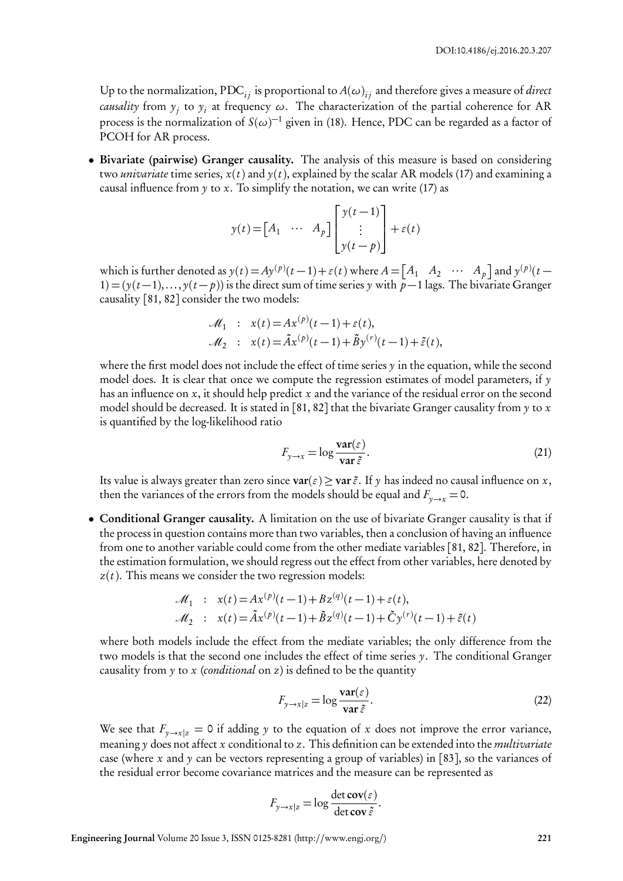Up to the normalization, $\text{PDC}_{ij}$ is proportional to $A(\omega)_{ij}$ and therefore gives a measure of *direct causality* from $y_j$ to $y_i$ at frequency $\omega$. The characterization of the partial coherence for AR process is the normalization of $S(\omega)^{-1}$ given in (18). Hence, PDC can be regarded as a factor of PCOH for AR process.

- **Bivariate (pairwise) Granger causality.** The analysis of this measure is based on considering two *univariate* time series, $x(t)$ and $y(t)$, explained by the scalar AR models (17) and examining a causal influence from $y$ to $x$. To simplify the notation, we can write (17) as

$$y(t) = \begin{bmatrix} A_1 & \cdots & A_p \end{bmatrix} \begin{bmatrix} y(t-1) \\ \vdots \\ y(t-p) \end{bmatrix} + \varepsilon(t)$$

which is further denoted as $y(t) = Ay^{(p)}(t-1) + \varepsilon(t)$ where $A = \begin{bmatrix} A_1 & A_2 & \cdots & A_p \end{bmatrix}$ and $y^{(p)}(t-1) = (y(t-1), \ldots, y(t-p))$ is the direct sum of time series $y$ with $p-1$ lags. The bivariate Granger causality [81, 82] consider the two models:

$$\begin{aligned}
\mathscr{M}_1 &: \; x(t) = Ax^{(p)}(t-1) + \varepsilon(t), \\
\mathscr{M}_2 &: \; x(t) = \tilde{A}x^{(p)}(t-1) + \tilde{B}y^{(r)}(t-1) + \tilde{\varepsilon}(t),
\end{aligned}$$

where the first model does not include the effect of time series $y$ in the equation, while the second model does. It is clear that once we compute the regression estimates of model parameters, if $y$ has an influence on $x$, it should help predict $x$ and the variance of the residual error on the second model should be decreased. It is stated in [81, 82] that the bivariate Granger causality from $y$ to $x$ is quantified by the log-likelihood ratio

$$F_{y \to x} = \log \frac{\mathbf{var}(\varepsilon)}{\mathbf{var}\, \tilde{\varepsilon}}. \tag{21}$$

Its value is always greater than zero since $\mathbf{var}(\varepsilon) \geq \mathbf{var}\, \tilde{\varepsilon}$. If $y$ has indeed no causal influence on $x$, then the variances of the errors from the models should be equal and $F_{y \to x} = 0$.

- **Conditional Granger causality.** A limitation on the use of bivariate Granger causality is that if the process in question contains more than two variables, then a conclusion of having an influence from one to another variable could come from the other mediate variables [81, 82]. Therefore, in the estimation formulation, we should regress out the effect from other variables, here denoted by $z(t)$. This means we consider the two regression models:

$$\begin{aligned}
\mathscr{M}_1 &: \; x(t) = Ax^{(p)}(t-1) + Bz^{(q)}(t-1) + \varepsilon(t), \\
\mathscr{M}_2 &: \; x(t) = \tilde{A}x^{(p)}(t-1) + \tilde{B}z^{(q)}(t-1) + \tilde{C}y^{(r)}(t-1) + \tilde{\varepsilon}(t)
\end{aligned}$$

where both models include the effect from the mediate variables; the only difference from the two models is that the second one includes the effect of time series $y$. The conditional Granger causality from $y$ to $x$ (*conditional* on $z$) is defined to be the quantity

$$F_{y \to x|z} = \log \frac{\mathbf{var}(\varepsilon)}{\mathbf{var}\, \tilde{\varepsilon}}. \tag{22}$$

We see that $F_{y \to x|z} = 0$ if adding $y$ to the equation of $x$ does not improve the error variance, meaning $y$ does not affect $x$ conditional to $z$. This definition can be extended into the *multivariate* case (where $x$ and $y$ can be vectors representing a group of variables) in [83], so the variances of the residual error become covariance matrices and the measure can be represented as

$$F_{y \to x|z} = \log \frac{\det \mathbf{cov}(\varepsilon)}{\det \mathbf{cov}\, \tilde{\varepsilon}}.$$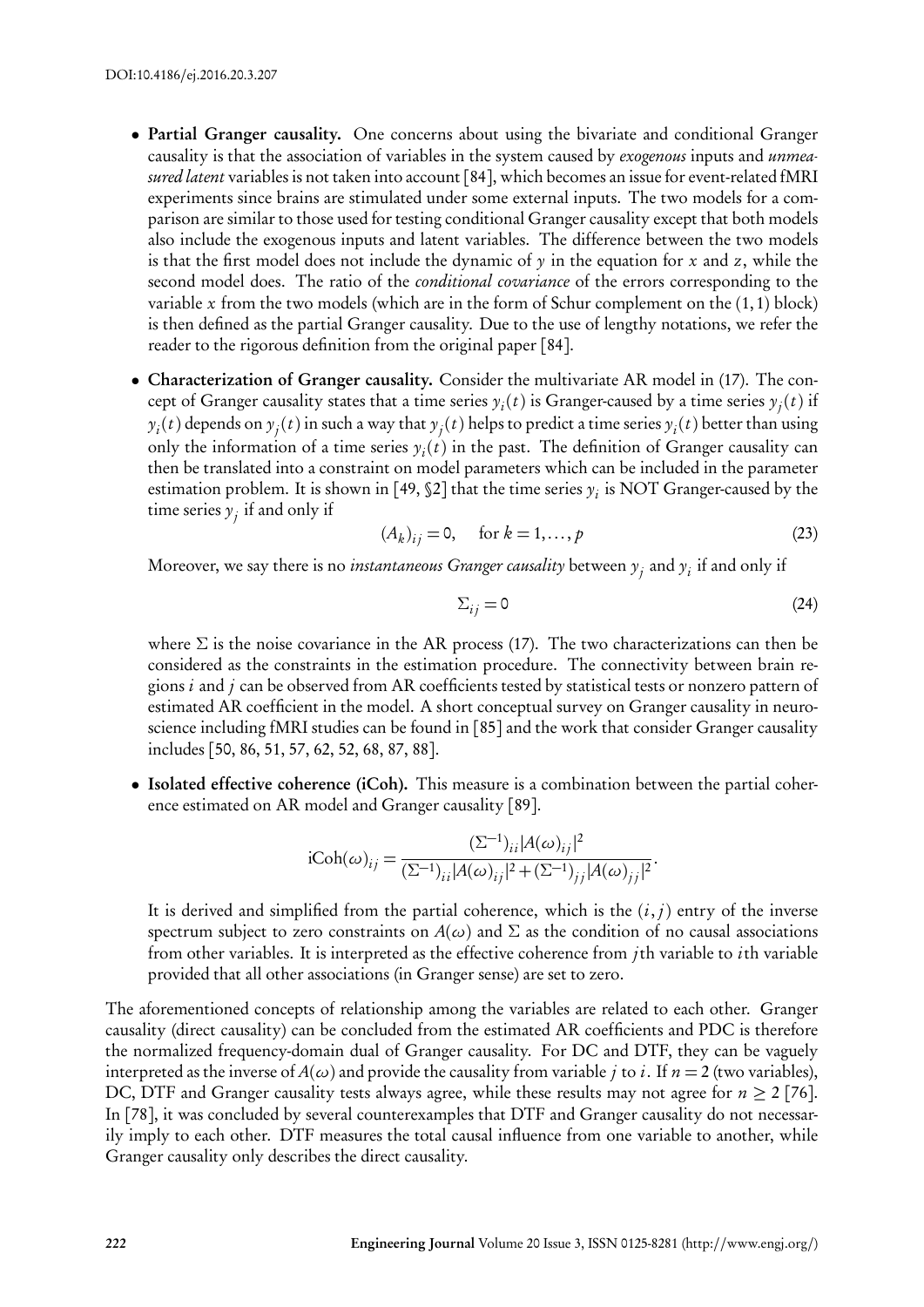- **Partial Granger causality.** One concerns about using the bivariate and conditional Granger causality is that the association of variables in the system caused by *exogenous* inputs and *unmeasured latent* variables is not taken into account [84], which becomes an issue for event-related fMRI experiments since brains are stimulated under some external inputs. The two models for a comparison are similar to those used for testing conditional Granger causality except that both models also include the exogenous inputs and latent variables. The difference between the two models is that the first model does not include the dynamic of $y$ in the equation for $x$ and $z$, while the second model does. The ratio of the *conditional covariance* of the errors corresponding to the variable $x$ from the two models (which are in the form of Schur complement on the $(1,1)$ block) is then defined as the partial Granger causality. Due to the use of lengthy notations, we refer the reader to the rigorous definition from the original paper [84].

- **Characterization of Granger causality.** Consider the multivariate AR model in (17). The concept of Granger causality states that a time series $y_i(t)$ is Granger-caused by a time series $y_j(t)$ if $y_i(t)$ depends on $y_j(t)$ in such a way that $y_j(t)$ helps to predict a time series $y_i(t)$ better than using only the information of a time series $y_i(t)$ in the past. The definition of Granger causality can then be translated into a constraint on model parameters which can be included in the parameter estimation problem. It is shown in [49, §2] that the time series $y_i$ is NOT Granger-caused by the time series $y_j$ if and only if

$$(A_k)_{ij} = 0, \quad \text{for } k = 1, \ldots, p \tag{23}$$

Moreover, we say there is no *instantaneous Granger causality* between $y_j$ and $y_i$ if and only if

$$\Sigma_{ij} = 0 \tag{24}$$

where $\Sigma$ is the noise covariance in the AR process (17). The two characterizations can then be considered as the constraints in the estimation procedure. The connectivity between brain regions $i$ and $j$ can be observed from AR coefficients tested by statistical tests or nonzero pattern of estimated AR coefficient in the model. A short conceptual survey on Granger causality in neuroscience including fMRI studies can be found in [85] and the work that consider Granger causality includes [50, 86, 51, 57, 62, 52, 68, 87, 88].

- **Isolated effective coherence (iCoh).** This measure is a combination between the partial coherence estimated on AR model and Granger causality [89].

$$\text{iCoh}(\omega)_{ij} = \frac{(\Sigma^{-1})_{ii}|A(\omega)_{ij}|^2}{(\Sigma^{-1})_{ii}|A(\omega)_{ij}|^2 + (\Sigma^{-1})_{jj}|A(\omega)_{jj}|^2}.$$

It is derived and simplified from the partial coherence, which is the $(i,j)$ entry of the inverse spectrum subject to zero constraints on $A(\omega)$ and $\Sigma$ as the condition of no causal associations from other variables. It is interpreted as the effective coherence from $j$th variable to $i$th variable provided that all other associations (in Granger sense) are set to zero.

The aforementioned concepts of relationship among the variables are related to each other. Granger causality (direct causality) can be concluded from the estimated AR coefficients and PDC is therefore the normalized frequency-domain dual of Granger causality. For DC and DTF, they can be vaguely interpreted as the inverse of $A(\omega)$ and provide the causality from variable $j$ to $i$. If $n = 2$ (two variables), DC, DTF and Granger causality tests always agree, while these results may not agree for $n \geq 2$ [76]. In [78], it was concluded by several counterexamples that DTF and Granger causality do not necessarily imply to each other. DTF measures the total causal influence from one variable to another, while Granger causality only describes the direct causality.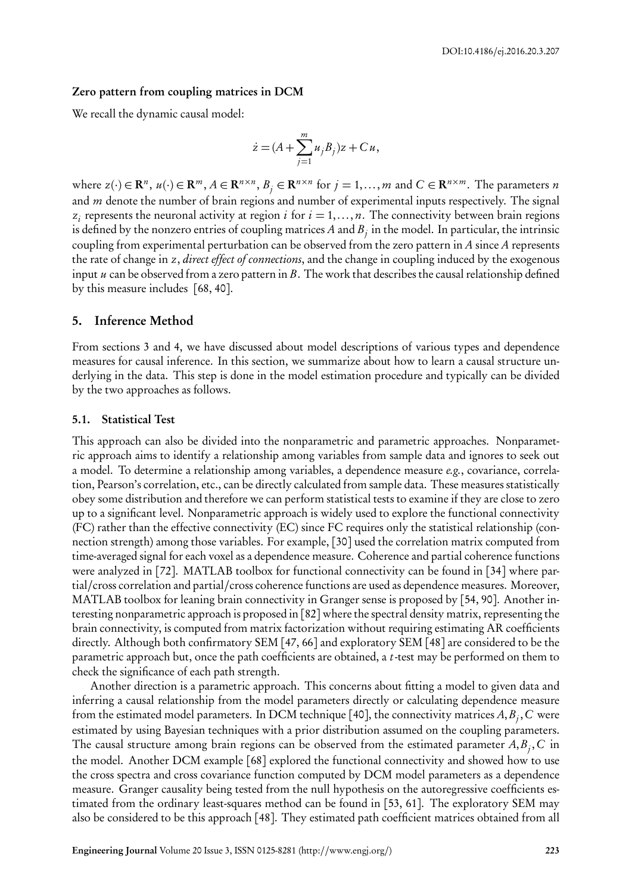**Zero pattern from coupling matrices in DCM**

We recall the dynamic causal model:

$$\dot{z} = (A + \sum_{j=1}^{m} u_j B_j) z + C u,$$

where $z(\cdot) \in \mathbf{R}^n$, $u(\cdot) \in \mathbf{R}^m$, $A \in \mathbf{R}^{n \times n}$, $B_j \in \mathbf{R}^{n \times n}$ for $j = 1, \ldots, m$ and $C \in \mathbf{R}^{n \times m}$. The parameters $n$ and $m$ denote the number of brain regions and number of experimental inputs respectively. The signal $z_i$ represents the neuronal activity at region $i$ for $i = 1, \ldots, n$. The connectivity between brain regions is defined by the nonzero entries of coupling matrices $A$ and $B_j$ in the model. In particular, the intrinsic coupling from experimental perturbation can be observed from the zero pattern in $A$ since $A$ represents the rate of change in $z$, *direct effect of connections*, and the change in coupling induced by the exogenous input $u$ can be observed from a zero pattern in $B$. The work that describes the causal relationship defined by this measure includes [68, 40].

## 5. Inference Method

From sections 3 and 4, we have discussed about model descriptions of various types and dependence measures for causal inference. In this section, we summarize about how to learn a causal structure underlying in the data. This step is done in the model estimation procedure and typically can be divided by the two approaches as follows.

### 5.1. Statistical Test

This approach can also be divided into the nonparametric and parametric approaches. Nonparametric approach aims to identify a relationship among variables from sample data and ignores to seek out a model. To determine a relationship among variables, a dependence measure *e.g.*, covariance, correlation, Pearson's correlation, etc., can be directly calculated from sample data. These measures statistically obey some distribution and therefore we can perform statistical tests to examine if they are close to zero up to a significant level. Nonparametric approach is widely used to explore the functional connectivity (FC) rather than the effective connectivity (EC) since FC requires only the statistical relationship (connection strength) among those variables. For example, [30] used the correlation matrix computed from time-averaged signal for each voxel as a dependence measure. Coherence and partial coherence functions were analyzed in [72]. MATLAB toolbox for functional connectivity can be found in [34] where partial/cross correlation and partial/cross coherence functions are used as dependence measures. Moreover, MATLAB toolbox for leaning brain connectivity in Granger sense is proposed by [54, 90]. Another interesting nonparametric approach is proposed in [82] where the spectral density matrix, representing the brain connectivity, is computed from matrix factorization without requiring estimating AR coefficients directly. Although both confirmatory SEM [47, 66] and exploratory SEM [48] are considered to be the parametric approach but, once the path coefficients are obtained, a $t$-test may be performed on them to check the significance of each path strength.

Another direction is a parametric approach. This concerns about fitting a model to given data and inferring a causal relationship from the model parameters directly or calculating dependence measure from the estimated model parameters. In DCM technique [40], the connectivity matrices $A, B_j, C$ were estimated by using Bayesian techniques with a prior distribution assumed on the coupling parameters. The causal structure among brain regions can be observed from the estimated parameter $A, B_j, C$ in the model. Another DCM example [68] explored the functional connectivity and showed how to use the cross spectra and cross covariance function computed by DCM model parameters as a dependence measure. Granger causality being tested from the null hypothesis on the autoregressive coefficients estimated from the ordinary least-squares method can be found in [53, 61]. The exploratory SEM may also be considered to be this approach [48]. They estimated path coefficient matrices obtained from all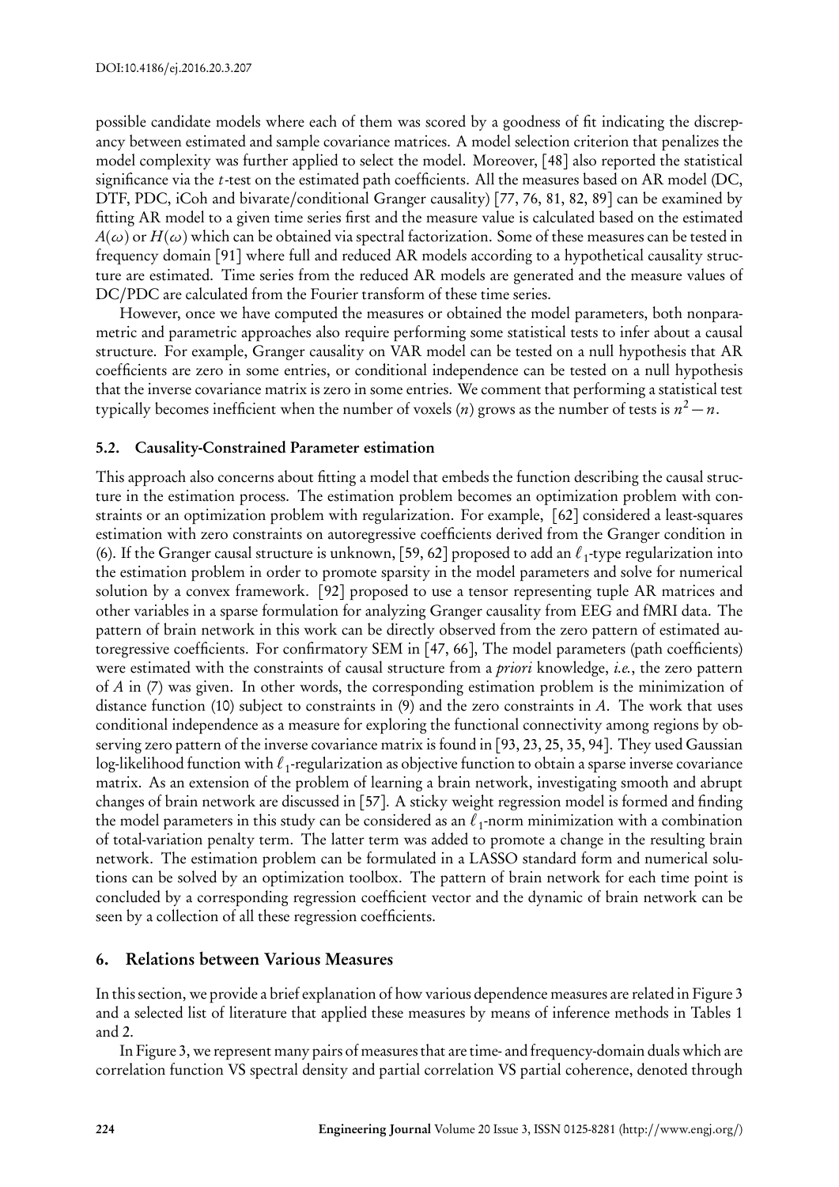possible candidate models where each of them was scored by a goodness of fit indicating the discrepancy between estimated and sample covariance matrices. A model selection criterion that penalizes the model complexity was further applied to select the model. Moreover, [48] also reported the statistical significance via the $t$-test on the estimated path coefficients. All the measures based on AR model (DC, DTF, PDC, iCoh and bivarate/conditional Granger causality) [77, 76, 81, 82, 89] can be examined by fitting AR model to a given time series first and the measure value is calculated based on the estimated $A(\omega)$ or $H(\omega)$ which can be obtained via spectral factorization. Some of these measures can be tested in frequency domain [91] where full and reduced AR models according to a hypothetical causality structure are estimated. Time series from the reduced AR models are generated and the measure values of DC/PDC are calculated from the Fourier transform of these time series.

However, once we have computed the measures or obtained the model parameters, both nonparametric and parametric approaches also require performing some statistical tests to infer about a causal structure. For example, Granger causality on VAR model can be tested on a null hypothesis that AR coefficients are zero in some entries, or conditional independence can be tested on a null hypothesis that the inverse covariance matrix is zero in some entries. We comment that performing a statistical test typically becomes inefficient when the number of voxels ($n$) grows as the number of tests is $n^2 - n$.

### 5.2. Causality-Constrained Parameter estimation

This approach also concerns about fitting a model that embeds the function describing the causal structure in the estimation process. The estimation problem becomes an optimization problem with constraints or an optimization problem with regularization. For example, [62] considered a least-squares estimation with zero constraints on autoregressive coefficients derived from the Granger condition in (6). If the Granger causal structure is unknown, [59, 62] proposed to add an $\ell_1$-type regularization into the estimation problem in order to promote sparsity in the model parameters and solve for numerical solution by a convex framework. [92] proposed to use a tensor representing tuple AR matrices and other variables in a sparse formulation for analyzing Granger causality from EEG and fMRI data. The pattern of brain network in this work can be directly observed from the zero pattern of estimated autoregressive coefficients. For confirmatory SEM in [47, 66], The model parameters (path coefficients) were estimated with the constraints of causal structure from a *priori* knowledge, *i.e.*, the zero pattern of $A$ in (7) was given. In other words, the corresponding estimation problem is the minimization of distance function (10) subject to constraints in (9) and the zero constraints in $A$. The work that uses conditional independence as a measure for exploring the functional connectivity among regions by observing zero pattern of the inverse covariance matrix is found in [93, 23, 25, 35, 94]. They used Gaussian log-likelihood function with $\ell_1$-regularization as objective function to obtain a sparse inverse covariance matrix. As an extension of the problem of learning a brain network, investigating smooth and abrupt changes of brain network are discussed in [57]. A sticky weight regression model is formed and finding the model parameters in this study can be considered as an $\ell_1$-norm minimization with a combination of total-variation penalty term. The latter term was added to promote a change in the resulting brain network. The estimation problem can be formulated in a LASSO standard form and numerical solutions can be solved by an optimization toolbox. The pattern of brain network for each time point is concluded by a corresponding regression coefficient vector and the dynamic of brain network can be seen by a collection of all these regression coefficients.

## 6. Relations between Various Measures

In this section, we provide a brief explanation of how various dependence measures are related in Figure 3 and a selected list of literature that applied these measures by means of inference methods in Tables 1 and 2.

In Figure 3, we represent many pairs of measures that are time- and frequency-domain duals which are correlation function VS spectral density and partial correlation VS partial coherence, denoted through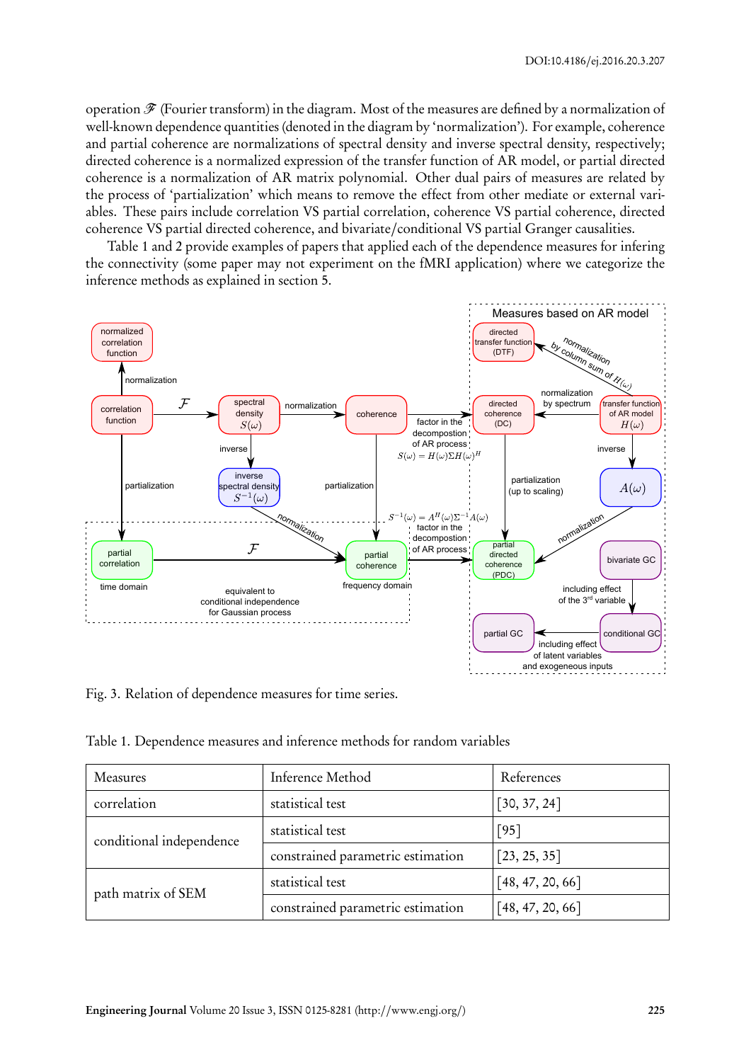operation $\mathscr{F}$ (Fourier transform) in the diagram. Most of the measures are defined by a normalization of well-known dependence quantities (denoted in the diagram by 'normalization'). For example, coherence and partial coherence are normalizations of spectral density and inverse spectral density, respectively; directed coherence is a normalized expression of the transfer function of AR model, or partial directed coherence is a normalization of AR matrix polynomial. Other dual pairs of measures are related by the process of 'partialization' which means to remove the effect from other mediate or external variables. These pairs include correlation VS partial correlation, coherence VS partial coherence, directed coherence VS partial directed coherence, and bivariate/conditional VS partial Granger causalities.

Table 1 and 2 provide examples of papers that applied each of the dependence measures for infering the connectivity (some paper may not experiment on the fMRI application) where we categorize the inference methods as explained in section 5.

Fig. 3. Relation of dependence measures for time series.

Table 1. Dependence measures and inference methods for random variables

| Measures | Inference Method | References |
|---|---|---|
| correlation | statistical test | [30, 37, 24] |
| conditional independence | statistical test | [95] |
| | constrained parametric estimation | [23, 25, 35] |
| path matrix of SEM | statistical test | [48, 47, 20, 66] |
| | constrained parametric estimation | [48, 47, 20, 66] |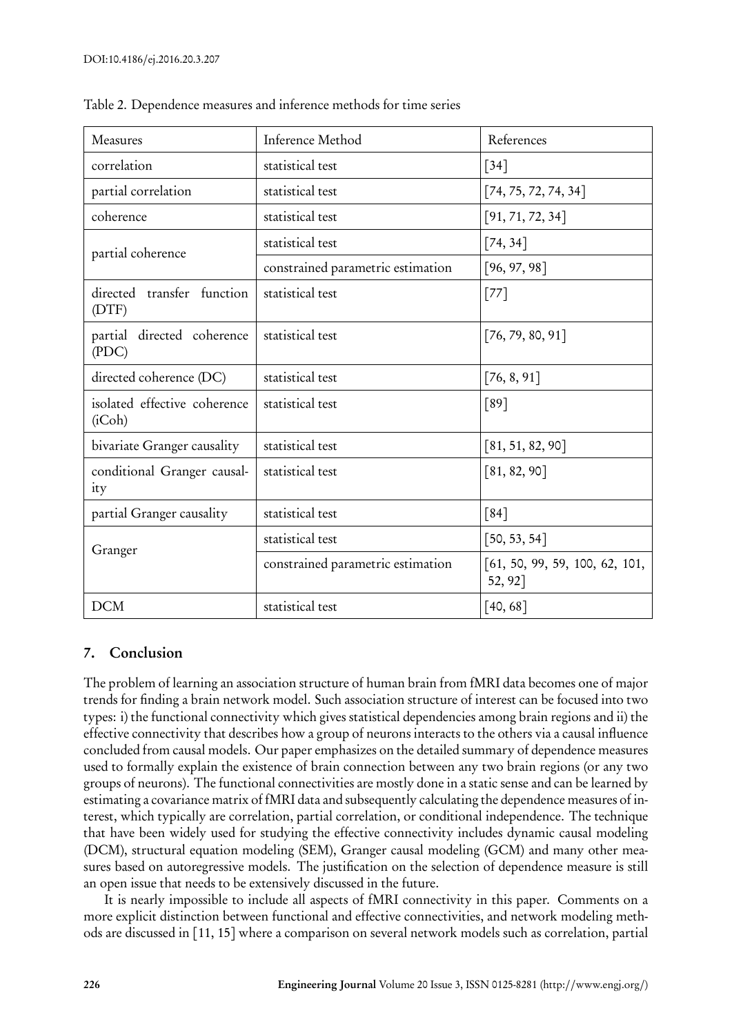Table 2. Dependence measures and inference methods for time series

| Measures | Inference Method | References |
|---|---|---|
| correlation | statistical test | [34] |
| partial correlation | statistical test | [74, 75, 72, 74, 34] |
| coherence | statistical test | [91, 71, 72, 34] |
| partial coherence | statistical test | [74, 34] |
| | constrained parametric estimation | [96, 97, 98] |
| directed transfer function (DTF) | statistical test | [77] |
| partial directed coherence (PDC) | statistical test | [76, 79, 80, 91] |
| directed coherence (DC) | statistical test | [76, 8, 91] |
| isolated effective coherence (iCoh) | statistical test | [89] |
| bivariate Granger causality | statistical test | [81, 51, 82, 90] |
| conditional Granger causality | statistical test | [81, 82, 90] |
| partial Granger causality | statistical test | [84] |
| Granger | statistical test | [50, 53, 54] |
| | constrained parametric estimation | [61, 50, 99, 59, 100, 62, 101, 52, 92] |
| DCM | statistical test | [40, 68] |

## 7. Conclusion

The problem of learning an association structure of human brain from fMRI data becomes one of major trends for finding a brain network model. Such association structure of interest can be focused into two types: i) the functional connectivity which gives statistical dependencies among brain regions and ii) the effective connectivity that describes how a group of neurons interacts to the others via a causal influence concluded from causal models. Our paper emphasizes on the detailed summary of dependence measures used to formally explain the existence of brain connection between any two brain regions (or any two groups of neurons). The functional connectivities are mostly done in a static sense and can be learned by estimating a covariance matrix of fMRI data and subsequently calculating the dependence measures of interest, which typically are correlation, partial correlation, or conditional independence. The technique that have been widely used for studying the effective connectivity includes dynamic causal modeling (DCM), structural equation modeling (SEM), Granger causal modeling (GCM) and many other measures based on autoregressive models. The justification on the selection of dependence measure is still an open issue that needs to be extensively discussed in the future.

It is nearly impossible to include all aspects of fMRI connectivity in this paper. Comments on a more explicit distinction between functional and effective connectivities, and network modeling methods are discussed in [11, 15] where a comparison on several network models such as correlation, partial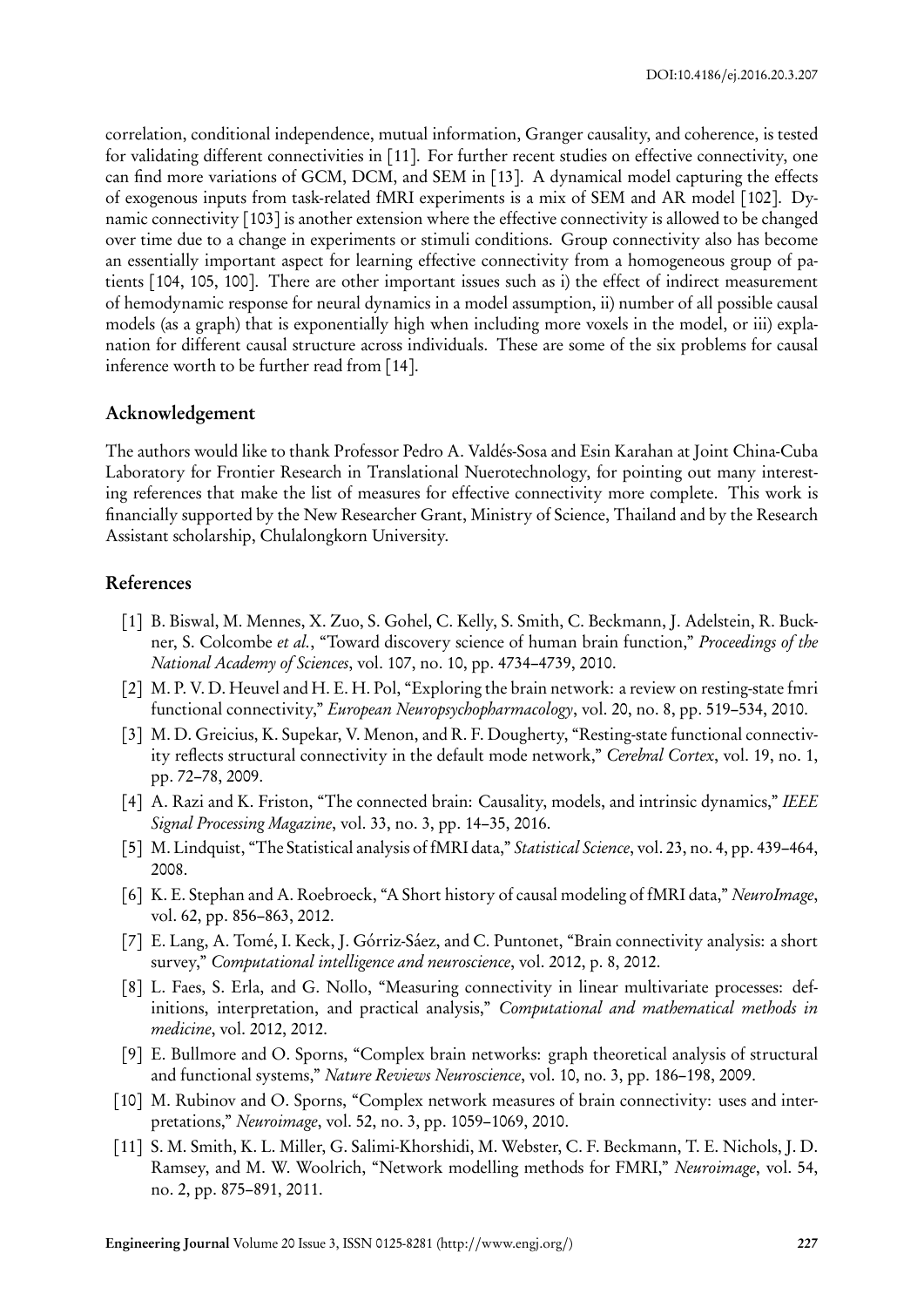correlation, conditional independence, mutual information, Granger causality, and coherence, is tested for validating different connectivities in [11]. For further recent studies on effective connectivity, one can find more variations of GCM, DCM, and SEM in [13]. A dynamical model capturing the effects of exogenous inputs from task-related fMRI experiments is a mix of SEM and AR model [102]. Dynamic connectivity [103] is another extension where the effective connectivity is allowed to be changed over time due to a change in experiments or stimuli conditions. Group connectivity also has become an essentially important aspect for learning effective connectivity from a homogeneous group of patients [104, 105, 100]. There are other important issues such as i) the effect of indirect measurement of hemodynamic response for neural dynamics in a model assumption, ii) number of all possible causal models (as a graph) that is exponentially high when including more voxels in the model, or iii) explanation for different causal structure across individuals. These are some of the six problems for causal inference worth to be further read from [14].

## Acknowledgement

The authors would like to thank Professor Pedro A. Valdés-Sosa and Esin Karahan at Joint China-Cuba Laboratory for Frontier Research in Translational Nuerotechnology, for pointing out many interesting references that make the list of measures for effective connectivity more complete. This work is financially supported by the New Researcher Grant, Ministry of Science, Thailand and by the Research Assistant scholarship, Chulalongkorn University.

## References

[1] B. Biswal, M. Mennes, X. Zuo, S. Gohel, C. Kelly, S. Smith, C. Beckmann, J. Adelstein, R. Buckner, S. Colcombe *et al.*, "Toward discovery science of human brain function," *Proceedings of the National Academy of Sciences*, vol. 107, no. 10, pp. 4734–4739, 2010.

[2] M. P. V. D. Heuvel and H. E. H. Pol, "Exploring the brain network: a review on resting-state fmri functional connectivity," *European Neuropsychopharmacology*, vol. 20, no. 8, pp. 519–534, 2010.

[3] M. D. Greicius, K. Supekar, V. Menon, and R. F. Dougherty, "Resting-state functional connectivity reflects structural connectivity in the default mode network," *Cerebral Cortex*, vol. 19, no. 1, pp. 72–78, 2009.

[4] A. Razi and K. Friston, "The connected brain: Causality, models, and intrinsic dynamics," *IEEE Signal Processing Magazine*, vol. 33, no. 3, pp. 14–35, 2016.

[5] M. Lindquist, "The Statistical analysis of fMRI data," *Statistical Science*, vol. 23, no. 4, pp. 439–464, 2008.

[6] K. E. Stephan and A. Roebroeck, "A Short history of causal modeling of fMRI data," *NeuroImage*, vol. 62, pp. 856–863, 2012.

[7] E. Lang, A. Tomé, I. Keck, J. Górriz-Sáez, and C. Puntonet, "Brain connectivity analysis: a short survey," *Computational intelligence and neuroscience*, vol. 2012, p. 8, 2012.

[8] L. Faes, S. Erla, and G. Nollo, "Measuring connectivity in linear multivariate processes: definitions, interpretation, and practical analysis," *Computational and mathematical methods in medicine*, vol. 2012, 2012.

[9] E. Bullmore and O. Sporns, "Complex brain networks: graph theoretical analysis of structural and functional systems," *Nature Reviews Neuroscience*, vol. 10, no. 3, pp. 186–198, 2009.

[10] M. Rubinov and O. Sporns, "Complex network measures of brain connectivity: uses and interpretations," *Neuroimage*, vol. 52, no. 3, pp. 1059–1069, 2010.

[11] S. M. Smith, K. L. Miller, G. Salimi-Khorshidi, M. Webster, C. F. Beckmann, T. E. Nichols, J. D. Ramsey, and M. W. Woolrich, "Network modelling methods for FMRI," *Neuroimage*, vol. 54, no. 2, pp. 875–891, 2011.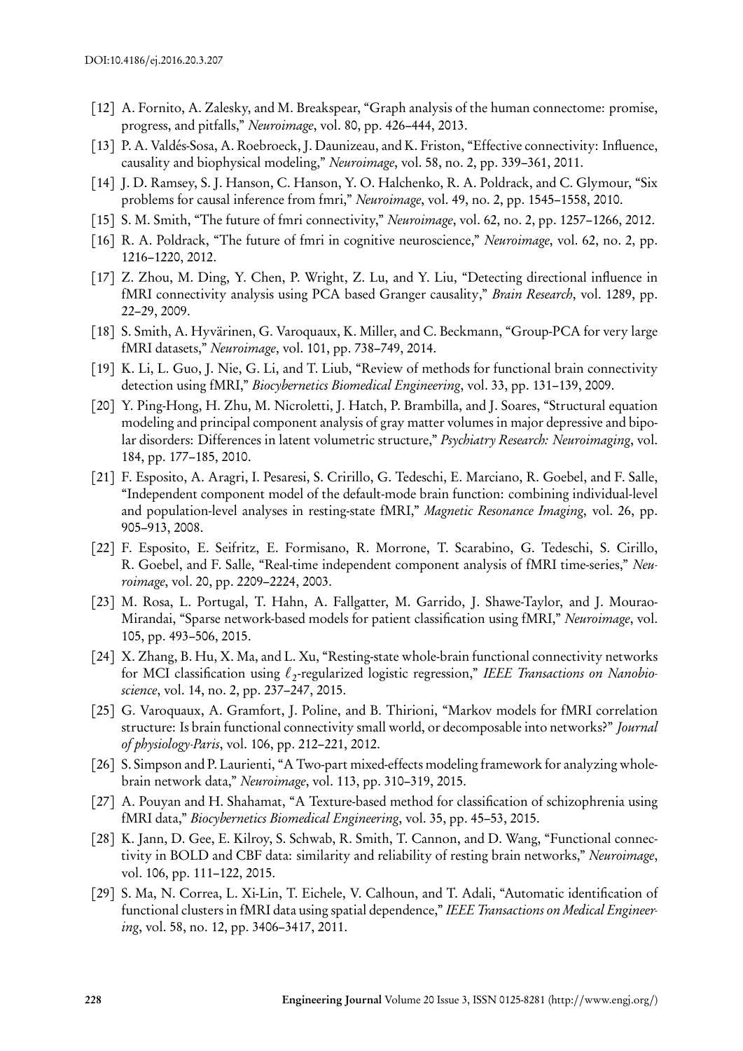[12] A. Fornito, A. Zalesky, and M. Breakspear, "Graph analysis of the human connectome: promise, progress, and pitfalls," *Neuroimage*, vol. 80, pp. 426–444, 2013.

[13] P. A. Valdés-Sosa, A. Roebroeck, J. Daunizeau, and K. Friston, "Effective connectivity: Influence, causality and biophysical modeling," *Neuroimage*, vol. 58, no. 2, pp. 339–361, 2011.

[14] J. D. Ramsey, S. J. Hanson, C. Hanson, Y. O. Halchenko, R. A. Poldrack, and C. Glymour, "Six problems for causal inference from fmri," *Neuroimage*, vol. 49, no. 2, pp. 1545–1558, 2010.

[15] S. M. Smith, "The future of fmri connectivity," *Neuroimage*, vol. 62, no. 2, pp. 1257–1266, 2012.

[16] R. A. Poldrack, "The future of fmri in cognitive neuroscience," *Neuroimage*, vol. 62, no. 2, pp. 1216–1220, 2012.

[17] Z. Zhou, M. Ding, Y. Chen, P. Wright, Z. Lu, and Y. Liu, "Detecting directional influence in fMRI connectivity analysis using PCA based Granger causality," *Brain Research*, vol. 1289, pp. 22–29, 2009.

[18] S. Smith, A. Hyvärinen, G. Varoquaux, K. Miller, and C. Beckmann, "Group-PCA for very large fMRI datasets," *Neuroimage*, vol. 101, pp. 738–749, 2014.

[19] K. Li, L. Guo, J. Nie, G. Li, and T. Liub, "Review of methods for functional brain connectivity detection using fMRI," *Biocybernetics Biomedical Engineering*, vol. 33, pp. 131–139, 2009.

[20] Y. Ping-Hong, H. Zhu, M. Nicroletti, J. Hatch, P. Brambilla, and J. Soares, "Structural equation modeling and principal component analysis of gray matter volumes in major depressive and bipolar disorders: Differences in latent volumetric structure," *Psychiatry Research: Neuroimaging*, vol. 184, pp. 177–185, 2010.

[21] F. Esposito, A. Aragri, I. Pesaresi, S. Cririllo, G. Tedeschi, E. Marciano, R. Goebel, and F. Salle, "Independent component model of the default-mode brain function: combining individual-level and population-level analyses in resting-state fMRI," *Magnetic Resonance Imaging*, vol. 26, pp. 905–913, 2008.

[22] F. Esposito, E. Seifritz, E. Formisano, R. Morrone, T. Scarabino, G. Tedeschi, S. Cirillo, R. Goebel, and F. Salle, "Real-time independent component analysis of fMRI time-series," *Neuroimage*, vol. 20, pp. 2209–2224, 2003.

[23] M. Rosa, L. Portugal, T. Hahn, A. Fallgatter, M. Garrido, J. Shawe-Taylor, and J. Mourao-Mirandai, "Sparse network-based models for patient classification using fMRI," *Neuroimage*, vol. 105, pp. 493–506, 2015.

[24] X. Zhang, B. Hu, X. Ma, and L. Xu, "Resting-state whole-brain functional connectivity networks for MCI classification using $\ell_2$-regularized logistic regression," *IEEE Transactions on Nanobioscience*, vol. 14, no. 2, pp. 237–247, 2015.

[25] G. Varoquaux, A. Gramfort, J. Poline, and B. Thirioni, "Markov models for fMRI correlation structure: Is brain functional connectivity small world, or decomposable into networks?" *Journal of physiology-Paris*, vol. 106, pp. 212–221, 2012.

[26] S. Simpson and P. Laurienti, "A Two-part mixed-effects modeling framework for analyzing whole-brain network data," *Neuroimage*, vol. 113, pp. 310–319, 2015.

[27] A. Pouyan and H. Shahamat, "A Texture-based method for classification of schizophrenia using fMRI data," *Biocybernetics Biomedical Engineering*, vol. 35, pp. 45–53, 2015.

[28] K. Jann, D. Gee, E. Kilroy, S. Schwab, R. Smith, T. Cannon, and D. Wang, "Functional connectivity in BOLD and CBF data: similarity and reliability of resting brain networks," *Neuroimage*, vol. 106, pp. 111–122, 2015.

[29] S. Ma, N. Correa, L. Xi-Lin, T. Eichele, V. Calhoun, and T. Adali, "Automatic identification of functional clusters in fMRI data using spatial dependence," *IEEE Transactions on Medical Engineering*, vol. 58, no. 12, pp. 3406–3417, 2011.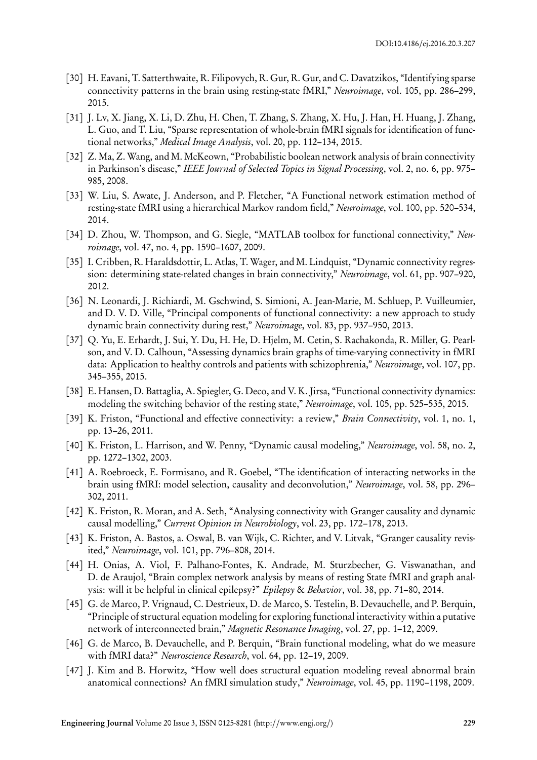[30] H. Eavani, T. Satterthwaite, R. Filipovych, R. Gur, R. Gur, and C. Davatzikos, "Identifying sparse connectivity patterns in the brain using resting-state fMRI," *Neuroimage*, vol. 105, pp. 286–299, 2015.

[31] J. Lv, X. Jiang, X. Li, D. Zhu, H. Chen, T. Zhang, S. Zhang, X. Hu, J. Han, H. Huang, J. Zhang, L. Guo, and T. Liu, "Sparse representation of whole-brain fMRI signals for identification of functional networks," *Medical Image Analysis*, vol. 20, pp. 112–134, 2015.

[32] Z. Ma, Z. Wang, and M. McKeown, "Probabilistic boolean network analysis of brain connectivity in Parkinson's disease," *IEEE Journal of Selected Topics in Signal Processing*, vol. 2, no. 6, pp. 975–985, 2008.

[33] W. Liu, S. Awate, J. Anderson, and P. Fletcher, "A Functional network estimation method of resting-state fMRI using a hierarchical Markov random field," *Neuroimage*, vol. 100, pp. 520–534, 2014.

[34] D. Zhou, W. Thompson, and G. Siegle, "MATLAB toolbox for functional connectivity," *Neuroimage*, vol. 47, no. 4, pp. 1590–1607, 2009.

[35] I. Cribben, R. Haraldsdottir, L. Atlas, T. Wager, and M. Lindquist, "Dynamic connectivity regression: determining state-related changes in brain connectivity," *Neuroimage*, vol. 61, pp. 907–920, 2012.

[36] N. Leonardi, J. Richiardi, M. Gschwind, S. Simioni, A. Jean-Marie, M. Schluep, P. Vuilleumier, and D. V. D. Ville, "Principal components of functional connectivity: a new approach to study dynamic brain connectivity during rest," *Neuroimage*, vol. 83, pp. 937–950, 2013.

[37] Q. Yu, E. Erhardt, J. Sui, Y. Du, H. He, D. Hjelm, M. Cetin, S. Rachakonda, R. Miller, G. Pearlson, and V. D. Calhoun, "Assessing dynamics brain graphs of time-varying connectivity in fMRI data: Application to healthy controls and patients with schizophrenia," *Neuroimage*, vol. 107, pp. 345–355, 2015.

[38] E. Hansen, D. Battaglia, A. Spiegler, G. Deco, and V. K. Jirsa, "Functional connectivity dynamics: modeling the switching behavior of the resting state," *Neuroimage*, vol. 105, pp. 525–535, 2015.

[39] K. Friston, "Functional and effective connectivity: a review," *Brain Connectivity*, vol. 1, no. 1, pp. 13–26, 2011.

[40] K. Friston, L. Harrison, and W. Penny, "Dynamic causal modeling," *Neuroimage*, vol. 58, no. 2, pp. 1272–1302, 2003.

[41] A. Roebroeck, E. Formisano, and R. Goebel, "The identification of interacting networks in the brain using fMRI: model selection, causality and deconvolution," *Neuroimage*, vol. 58, pp. 296–302, 2011.

[42] K. Friston, R. Moran, and A. Seth, "Analysing connectivity with Granger causality and dynamic causal modelling," *Current Opinion in Neurobiology*, vol. 23, pp. 172–178, 2013.

[43] K. Friston, A. Bastos, a. Oswal, B. van Wijk, C. Richter, and V. Litvak, "Granger causality revisited," *Neuroimage*, vol. 101, pp. 796–808, 2014.

[44] H. Onias, A. Viol, F. Palhano-Fontes, K. Andrade, M. Sturzbecher, G. Viswanathan, and D. de Araujol, "Brain complex network analysis by means of resting State fMRI and graph analysis: will it be helpful in clinical epilepsy?" *Epilepsy & Behavior*, vol. 38, pp. 71–80, 2014.

[45] G. de Marco, P. Vrignaud, C. Destrieux, D. de Marco, S. Testelin, B. Devauchelle, and P. Berquin, "Principle of structural equation modeling for exploring functional interactivity within a putative network of interconnected brain," *Magnetic Resonance Imaging*, vol. 27, pp. 1–12, 2009.

[46] G. de Marco, B. Devauchelle, and P. Berquin, "Brain functional modeling, what do we measure with fMRI data?" *Neuroscience Research*, vol. 64, pp. 12–19, 2009.

[47] J. Kim and B. Horwitz, "How well does structural equation modeling reveal abnormal brain anatomical connections? An fMRI simulation study," *Neuroimage*, vol. 45, pp. 1190–1198, 2009.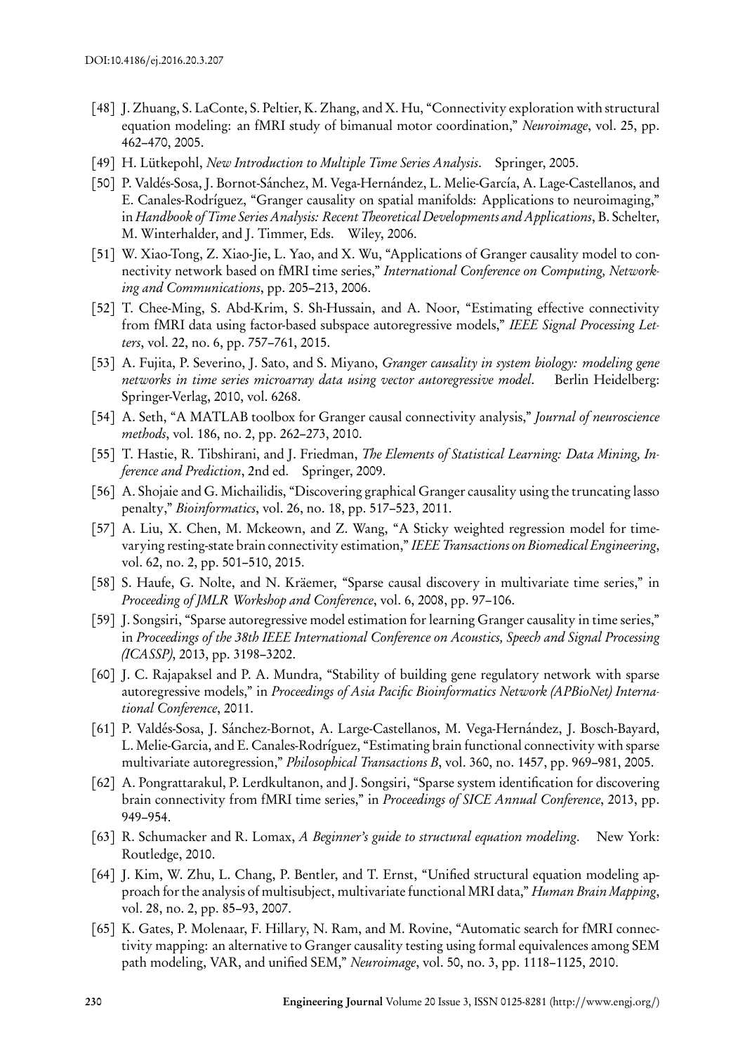[48] J. Zhuang, S. LaConte, S. Peltier, K. Zhang, and X. Hu, "Connectivity exploration with structural equation modeling: an fMRI study of bimanual motor coordination," *Neuroimage*, vol. 25, pp. 462–470, 2005.

[49] H. Lütkepohl, *New Introduction to Multiple Time Series Analysis*. Springer, 2005.

[50] P. Valdés-Sosa, J. Bornot-Sánchez, M. Vega-Hernández, L. Melie-García, A. Lage-Castellanos, and E. Canales-Rodríguez, "Granger causality on spatial manifolds: Applications to neuroimaging," in *Handbook of Time Series Analysis: Recent Theoretical Developments and Applications*, B. Schelter, M. Winterhalder, and J. Timmer, Eds. Wiley, 2006.

[51] W. Xiao-Tong, Z. Xiao-Jie, L. Yao, and X. Wu, "Applications of Granger causality model to connectivity network based on fMRI time series," *International Conference on Computing, Networking and Communications*, pp. 205–213, 2006.

[52] T. Chee-Ming, S. Abd-Krim, S. Sh-Hussain, and A. Noor, "Estimating effective connectivity from fMRI data using factor-based subspace autoregressive models," *IEEE Signal Processing Letters*, vol. 22, no. 6, pp. 757–761, 2015.

[53] A. Fujita, P. Severino, J. Sato, and S. Miyano, *Granger causality in system biology: modeling gene networks in time series microarray data using vector autoregressive model*. Berlin Heidelberg: Springer-Verlag, 2010, vol. 6268.

[54] A. Seth, "A MATLAB toolbox for Granger causal connectivity analysis," *Journal of neuroscience methods*, vol. 186, no. 2, pp. 262–273, 2010.

[55] T. Hastie, R. Tibshirani, and J. Friedman, *The Elements of Statistical Learning: Data Mining, Inference and Prediction*, 2nd ed. Springer, 2009.

[56] A. Shojaie and G. Michailidis, "Discovering graphical Granger causality using the truncating lasso penalty," *Bioinformatics*, vol. 26, no. 18, pp. 517–523, 2011.

[57] A. Liu, X. Chen, M. Mckeown, and Z. Wang, "A Sticky weighted regression model for time-varying resting-state brain connectivity estimation," *IEEE Transactions on Biomedical Engineering*, vol. 62, no. 2, pp. 501–510, 2015.

[58] S. Haufe, G. Nolte, and N. Kräemer, "Sparse causal discovery in multivariate time series," in *Proceeding of JMLR Workshop and Conference*, vol. 6, 2008, pp. 97–106.

[59] J. Songsiri, "Sparse autoregressive model estimation for learning Granger causality in time series," in *Proceedings of the 38th IEEE International Conference on Acoustics, Speech and Signal Processing (ICASSP)*, 2013, pp. 3198–3202.

[60] J. C. Rajapaksel and P. A. Mundra, "Stability of building gene regulatory network with sparse autoregressive models," in *Proceedings of Asia Pacific Bioinformatics Network (APBioNet) International Conference*, 2011.

[61] P. Valdés-Sosa, J. Sánchez-Bornot, A. Large-Castellanos, M. Vega-Hernández, J. Bosch-Bayard, L. Melie-Garcia, and E. Canales-Rodríguez, "Estimating brain functional connectivity with sparse multivariate autoregression," *Philosophical Transactions B*, vol. 360, no. 1457, pp. 969–981, 2005.

[62] A. Pongrattarakul, P. Lerdkultanon, and J. Songsiri, "Sparse system identification for discovering brain connectivity from fMRI time series," in *Proceedings of SICE Annual Conference*, 2013, pp. 949–954.

[63] R. Schumacker and R. Lomax, *A Beginner's guide to structural equation modeling*. New York: Routledge, 2010.

[64] J. Kim, W. Zhu, L. Chang, P. Bentler, and T. Ernst, "Unified structural equation modeling approach for the analysis of multisubject, multivariate functional MRI data," *Human Brain Mapping*, vol. 28, no. 2, pp. 85–93, 2007.

[65] K. Gates, P. Molenaar, F. Hillary, N. Ram, and M. Rovine, "Automatic search for fMRI connectivity mapping: an alternative to Granger causality testing using formal equivalences among SEM path modeling, VAR, and unified SEM," *Neuroimage*, vol. 50, no. 3, pp. 1118–1125, 2010.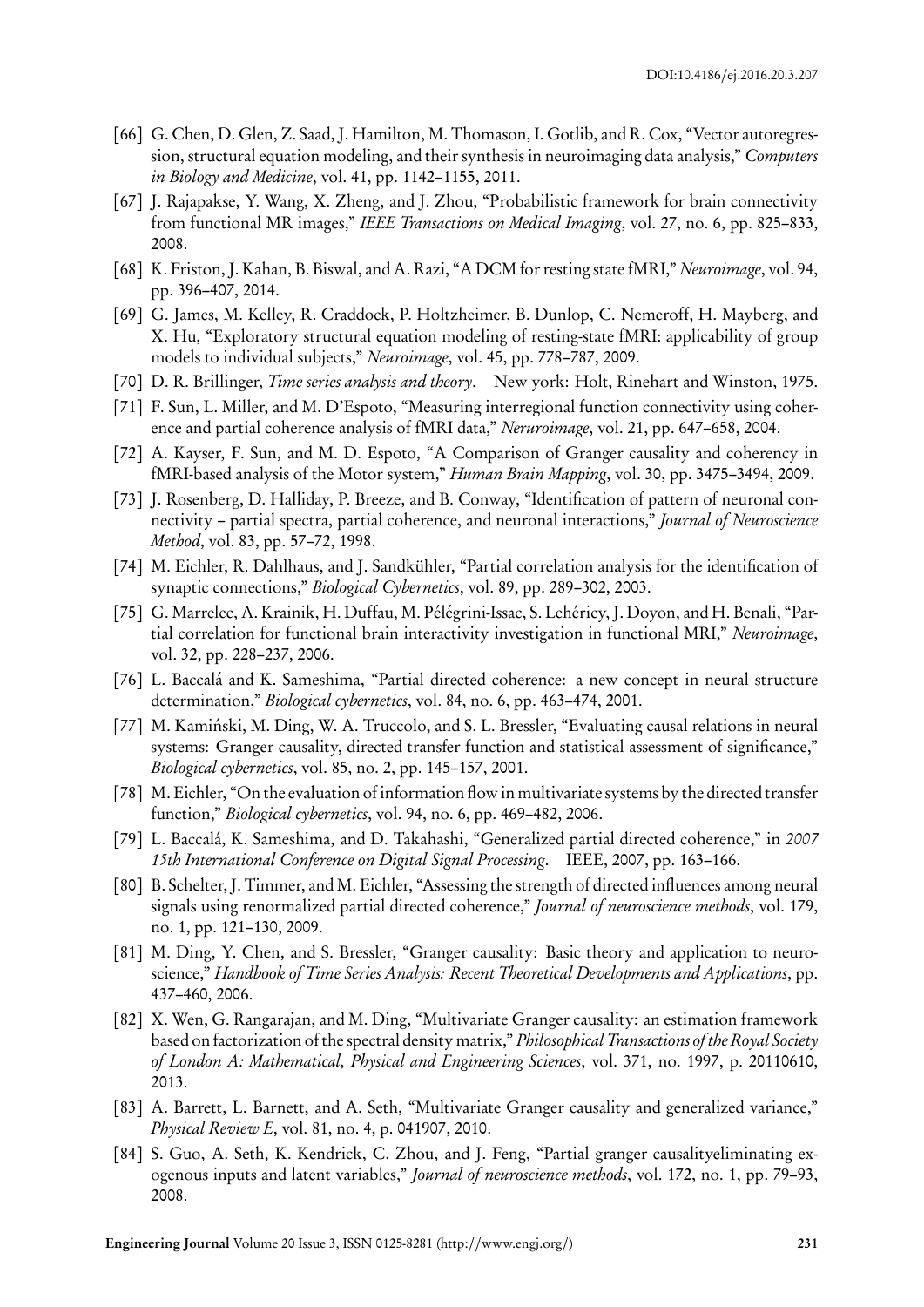[66] G. Chen, D. Glen, Z. Saad, J. Hamilton, M. Thomason, I. Gotlib, and R. Cox, "Vector autoregression, structural equation modeling, and their synthesis in neuroimaging data analysis," *Computers in Biology and Medicine*, vol. 41, pp. 1142–1155, 2011.

[67] J. Rajapakse, Y. Wang, X. Zheng, and J. Zhou, "Probabilistic framework for brain connectivity from functional MR images," *IEEE Transactions on Medical Imaging*, vol. 27, no. 6, pp. 825–833, 2008.

[68] K. Friston, J. Kahan, B. Biswal, and A. Razi, "A DCM for resting state fMRI," *Neuroimage*, vol. 94, pp. 396–407, 2014.

[69] G. James, M. Kelley, R. Craddock, P. Holtzheimer, B. Dunlop, C. Nemeroff, H. Mayberg, and X. Hu, "Exploratory structural equation modeling of resting-state fMRI: applicability of group models to individual subjects," *Neuroimage*, vol. 45, pp. 778–787, 2009.

[70] D. R. Brillinger, *Time series analysis and theory*. New york: Holt, Rinehart and Winston, 1975.

[71] F. Sun, L. Miller, and M. D'Espoto, "Measuring interregional function connectivity using coherence and partial coherence analysis of fMRI data," *Neruroimage*, vol. 21, pp. 647–658, 2004.

[72] A. Kayser, F. Sun, and M. D. Espoto, "A Comparison of Granger causality and coherency in fMRI-based analysis of the Motor system," *Human Brain Mapping*, vol. 30, pp. 3475–3494, 2009.

[73] J. Rosenberg, D. Halliday, P. Breeze, and B. Conway, "Identification of pattern of neuronal connectivity – partial spectra, partial coherence, and neuronal interactions," *Journal of Neuroscience Method*, vol. 83, pp. 57–72, 1998.

[74] M. Eichler, R. Dahlhaus, and J. Sandkühler, "Partial correlation analysis for the identification of synaptic connections," *Biological Cybernetics*, vol. 89, pp. 289–302, 2003.

[75] G. Marrelec, A. Krainik, H. Duffau, M. Pélégrini-Issac, S. Lehéricy, J. Doyon, and H. Benali, "Partial correlation for functional brain interactivity investigation in functional MRI," *Neuroimage*, vol. 32, pp. 228–237, 2006.

[76] L. Baccalá and K. Sameshima, "Partial directed coherence: a new concept in neural structure determination," *Biological cybernetics*, vol. 84, no. 6, pp. 463–474, 2001.

[77] M. Kamiński, M. Ding, W. A. Truccolo, and S. L. Bressler, "Evaluating causal relations in neural systems: Granger causality, directed transfer function and statistical assessment of significance," *Biological cybernetics*, vol. 85, no. 2, pp. 145–157, 2001.

[78] M. Eichler, "On the evaluation of information flow in multivariate systems by the directed transfer function," *Biological cybernetics*, vol. 94, no. 6, pp. 469–482, 2006.

[79] L. Baccalá, K. Sameshima, and D. Takahashi, "Generalized partial directed coherence," in *2007 15th International Conference on Digital Signal Processing*. IEEE, 2007, pp. 163–166.

[80] B. Schelter, J. Timmer, and M. Eichler, "Assessing the strength of directed influences among neural signals using renormalized partial directed coherence," *Journal of neuroscience methods*, vol. 179, no. 1, pp. 121–130, 2009.

[81] M. Ding, Y. Chen, and S. Bressler, "Granger causality: Basic theory and application to neuroscience," *Handbook of Time Series Analysis: Recent Theoretical Developments and Applications*, pp. 437–460, 2006.

[82] X. Wen, G. Rangarajan, and M. Ding, "Multivariate Granger causality: an estimation framework based on factorization of the spectral density matrix," *Philosophical Transactions of the Royal Society of London A: Mathematical, Physical and Engineering Sciences*, vol. 371, no. 1997, p. 20110610, 2013.

[83] A. Barrett, L. Barnett, and A. Seth, "Multivariate Granger causality and generalized variance," *Physical Review E*, vol. 81, no. 4, p. 041907, 2010.

[84] S. Guo, A. Seth, K. Kendrick, C. Zhou, and J. Feng, "Partial granger causalityeliminating exogenous inputs and latent variables," *Journal of neuroscience methods*, vol. 172, no. 1, pp. 79–93, 2008.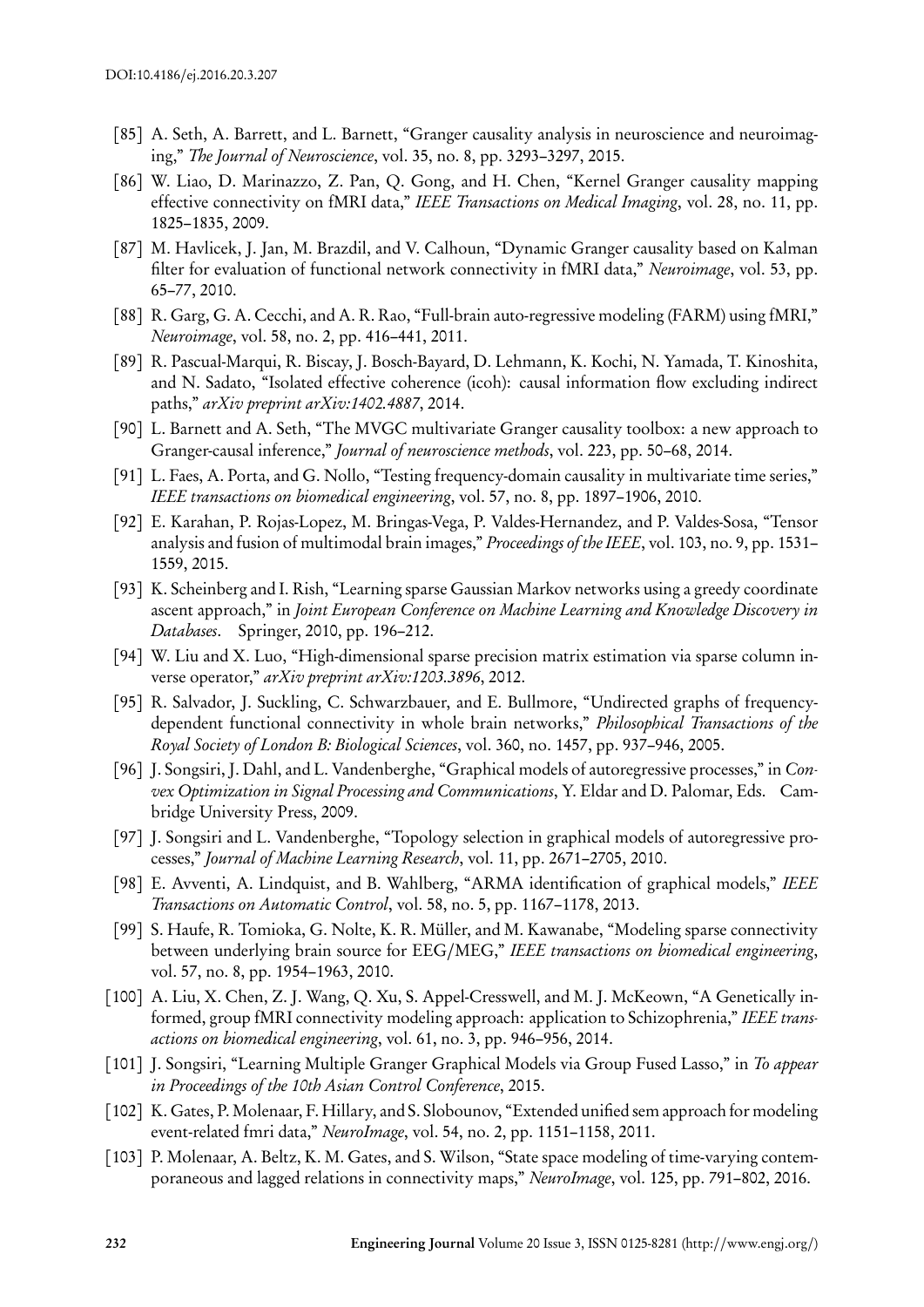[85] A. Seth, A. Barrett, and L. Barnett, "Granger causality analysis in neuroscience and neuroimaging," *The Journal of Neuroscience*, vol. 35, no. 8, pp. 3293–3297, 2015.

[86] W. Liao, D. Marinazzo, Z. Pan, Q. Gong, and H. Chen, "Kernel Granger causality mapping effective connectivity on fMRI data," *IEEE Transactions on Medical Imaging*, vol. 28, no. 11, pp. 1825–1835, 2009.

[87] M. Havlicek, J. Jan, M. Brazdil, and V. Calhoun, "Dynamic Granger causality based on Kalman filter for evaluation of functional network connectivity in fMRI data," *Neuroimage*, vol. 53, pp. 65–77, 2010.

[88] R. Garg, G. A. Cecchi, and A. R. Rao, "Full-brain auto-regressive modeling (FARM) using fMRI," *Neuroimage*, vol. 58, no. 2, pp. 416–441, 2011.

[89] R. Pascual-Marqui, R. Biscay, J. Bosch-Bayard, D. Lehmann, K. Kochi, N. Yamada, T. Kinoshita, and N. Sadato, "Isolated effective coherence (icoh): causal information flow excluding indirect paths," *arXiv preprint arXiv:1402.4887*, 2014.

[90] L. Barnett and A. Seth, "The MVGC multivariate Granger causality toolbox: a new approach to Granger-causal inference," *Journal of neuroscience methods*, vol. 223, pp. 50–68, 2014.

[91] L. Faes, A. Porta, and G. Nollo, "Testing frequency-domain causality in multivariate time series," *IEEE transactions on biomedical engineering*, vol. 57, no. 8, pp. 1897–1906, 2010.

[92] E. Karahan, P. Rojas-Lopez, M. Bringas-Vega, P. Valdes-Hernandez, and P. Valdes-Sosa, "Tensor analysis and fusion of multimodal brain images," *Proceedings of the IEEE*, vol. 103, no. 9, pp. 1531–1559, 2015.

[93] K. Scheinberg and I. Rish, "Learning sparse Gaussian Markov networks using a greedy coordinate ascent approach," in *Joint European Conference on Machine Learning and Knowledge Discovery in Databases*. Springer, 2010, pp. 196–212.

[94] W. Liu and X. Luo, "High-dimensional sparse precision matrix estimation via sparse column inverse operator," *arXiv preprint arXiv:1203.3896*, 2012.

[95] R. Salvador, J. Suckling, C. Schwarzbauer, and E. Bullmore, "Undirected graphs of frequency-dependent functional connectivity in whole brain networks," *Philosophical Transactions of the Royal Society of London B: Biological Sciences*, vol. 360, no. 1457, pp. 937–946, 2005.

[96] J. Songsiri, J. Dahl, and L. Vandenberghe, "Graphical models of autoregressive processes," in *Convex Optimization in Signal Processing and Communications*, Y. Eldar and D. Palomar, Eds. Cambridge University Press, 2009.

[97] J. Songsiri and L. Vandenberghe, "Topology selection in graphical models of autoregressive processes," *Journal of Machine Learning Research*, vol. 11, pp. 2671–2705, 2010.

[98] E. Avventi, A. Lindquist, and B. Wahlberg, "ARMA identification of graphical models," *IEEE Transactions on Automatic Control*, vol. 58, no. 5, pp. 1167–1178, 2013.

[99] S. Haufe, R. Tomioka, G. Nolte, K. R. Müller, and M. Kawanabe, "Modeling sparse connectivity between underlying brain source for EEG/MEG," *IEEE transactions on biomedical engineering*, vol. 57, no. 8, pp. 1954–1963, 2010.

[100] A. Liu, X. Chen, Z. J. Wang, Q. Xu, S. Appel-Cresswell, and M. J. McKeown, "A Genetically informed, group fMRI connectivity modeling approach: application to Schizophrenia," *IEEE transactions on biomedical engineering*, vol. 61, no. 3, pp. 946–956, 2014.

[101] J. Songsiri, "Learning Multiple Granger Graphical Models via Group Fused Lasso," in *To appear in Proceedings of the 10th Asian Control Conference*, 2015.

[102] K. Gates, P. Molenaar, F. Hillary, and S. Slobounov, "Extended unified sem approach for modeling event-related fmri data," *NeuroImage*, vol. 54, no. 2, pp. 1151–1158, 2011.

[103] P. Molenaar, A. Beltz, K. M. Gates, and S. Wilson, "State space modeling of time-varying contemporaneous and lagged relations in connectivity maps," *NeuroImage*, vol. 125, pp. 791–802, 2016.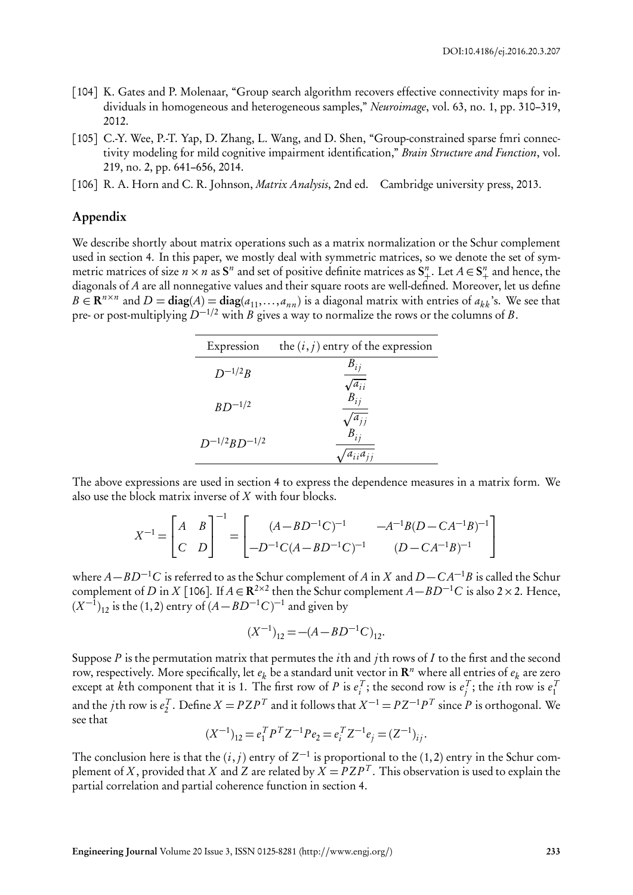[104] K. Gates and P. Molenaar, "Group search algorithm recovers effective connectivity maps for individuals in homogeneous and heterogeneous samples," *Neuroimage*, vol. 63, no. 1, pp. 310–319, 2012.

[105] C.-Y. Wee, P.-T. Yap, D. Zhang, L. Wang, and D. Shen, "Group-constrained sparse fmri connectivity modeling for mild cognitive impairment identification," *Brain Structure and Function*, vol. 219, no. 2, pp. 641–656, 2014.

[106] R. A. Horn and C. R. Johnson, *Matrix Analysis*, 2nd ed. Cambridge university press, 2013.

## Appendix

We describe shortly about matrix operations such as a matrix normalization or the Schur complement used in section 4. In this paper, we mostly deal with symmetric matrices, so we denote the set of symmetric matrices of size $n \times n$ as $\mathbf{S}^n$ and set of positive definite matrices as $\mathbf{S}^n_+$. Let $A \in \mathbf{S}^n_+$ and hence, the diagonals of $A$ are all nonnegative values and their square roots are well-defined. Moreover, let us define $B \in \mathbf{R}^{n \times n}$ and $D = \mathbf{diag}(A) = \mathbf{diag}(a_{11}, \ldots, a_{nn})$ is a diagonal matrix with entries of $a_{kk}$'s. We see that pre- or post-multiplying $D^{-1/2}$ with $B$ gives a way to normalize the rows or the columns of $B$.

| Expression | the $(i, j)$ entry of the expression |
|---|---|
| $D^{-1/2}B$ | $\frac{B_{ij}}{\sqrt{a_{ii}}}$ |
| $BD^{-1/2}$ | $\frac{B_{ij}}{\sqrt{a_{jj}}}$ |
| $D^{-1/2}BD^{-1/2}$ | $\frac{B_{ij}}{\sqrt{a_{ii}a_{jj}}}$ |

The above expressions are used in section 4 to express the dependence measures in a matrix form. We also use the block matrix inverse of $X$ with four blocks.

$$X^{-1} = \begin{bmatrix} A & B \\ C & D \end{bmatrix}^{-1} = \begin{bmatrix} (A - BD^{-1}C)^{-1} & -A^{-1}B(D - CA^{-1}B)^{-1} \\ -D^{-1}C(A - BD^{-1}C)^{-1} & (D - CA^{-1}B)^{-1} \end{bmatrix}$$

where $A - BD^{-1}C$ is referred to as the Schur complement of $A$ in $X$ and $D - CA^{-1}B$ is called the Schur complement of $D$ in $X$ [106]. If $A \in \mathbf{R}^{2 \times 2}$ then the Schur complement $A - BD^{-1}C$ is also $2 \times 2$. Hence, $(X^{-1})_{12}$ is the $(1,2)$ entry of $(A - BD^{-1}C)^{-1}$ and given by

$$(X^{-1})_{12} = -(A - BD^{-1}C)_{12}.$$

Suppose $P$ is the permutation matrix that permutes the $i$th and $j$th rows of $I$ to the first and the second row, respectively. More specifically, let $e_k$ be a standard unit vector in $\mathbf{R}^n$ where all entries of $e_k$ are zero except at $k$th component that it is 1. The first row of $P$ is $e_i^T$; the second row is $e_j^T$; the $i$th row is $e_1^T$ and the $j$th row is $e_2^T$. Define $X = PZP^T$ and it follows that $X^{-1} = PZ^{-1}P^T$ since $P$ is orthogonal. We see that

$$(X^{-1})_{12} = e_1^T P^T Z^{-1} P e_2 = e_i^T Z^{-1} e_j = (Z^{-1})_{ij}.$$

The conclusion here is that the $(i, j)$ entry of $Z^{-1}$ is proportional to the $(1,2)$ entry in the Schur complement of $X$, provided that $X$ and $Z$ are related by $X = PZP^T$. This observation is used to explain the partial correlation and partial coherence function in section 4.